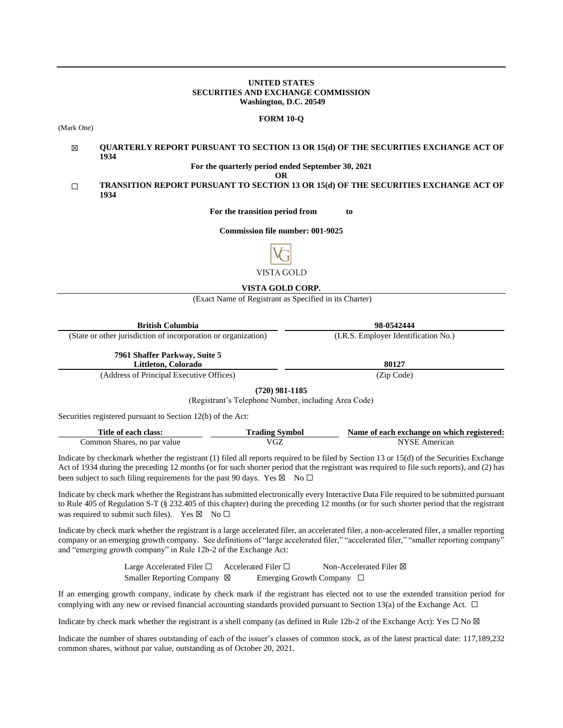**UNITED STATES**
**SECURITIES AND EXCHANGE COMMISSION**
**Washington, D.C. 20549**

**FORM 10-Q**

(Mark One)

☒ **QUARTERLY REPORT PURSUANT TO SECTION 13 OR 15(d) OF THE SECURITIES EXCHANGE ACT OF 1934**

**For the quarterly period ended September 30, 2021**

**OR**

☐ **TRANSITION REPORT PURSUANT TO SECTION 13 OR 15(d) OF THE SECURITIES EXCHANGE ACT OF 1934**

**For the transition period from to**

**Commission file number: 001-9025**

VISTA GOLD

**VISTA GOLD CORP.**

(Exact Name of Registrant as Specified in its Charter)

| **British Columbia** | **98-0542444** |
|---|---|
| (State or other jurisdiction of incorporation or organization) | (I.R.S. Employer Identification No.) |
| **7961 Shaffer Parkway, Suite 5 Littleton, Colorado** | **80127** |
| (Address of Principal Executive Offices) | (Zip Code) |

**(720) 981-1185**

(Registrant's Telephone Number, including Area Code)

Securities registered pursuant to Section 12(b) of the Act:

| Title of each class: | Trading Symbol | Name of each exchange on which registered: |
|---|---|---|
| Common Shares, no par value | VGZ | NYSE American |

Indicate by checkmark whether the registrant (1) filed all reports required to be filed by Section 13 or 15(d) of the Securities Exchange Act of 1934 during the preceding 12 months (or for such shorter period that the registrant was required to file such reports), and (2) has been subject to such filing requirements for the past 90 days. Yes ☒ No ☐

Indicate by check mark whether the Registrant has submitted electronically every Interactive Data File required to be submitted pursuant to Rule 405 of Regulation S-T (§ 232.405 of this chapter) during the preceding 12 months (or for such shorter period that the registrant was required to submit such files). Yes ☒ No ☐

Indicate by check mark whether the registrant is a large accelerated filer, an accelerated filer, a non-accelerated filer, a smaller reporting company or an emerging growth company. See definitions of "large accelerated filer," "accelerated filer," "smaller reporting company" and "emerging growth company" in Rule 12b-2 of the Exchange Act:

Large Accelerated Filer ☐ Accelerated Filer ☐ Non-Accelerated Filer ☒
Smaller Reporting Company ☒ Emerging Growth Company ☐

If an emerging growth company, indicate by check mark if the registrant has elected not to use the extended transition period for complying with any new or revised financial accounting standards provided pursuant to Section 13(a) of the Exchange Act. ☐

Indicate by check mark whether the registrant is a shell company (as defined in Rule 12b-2 of the Exchange Act): Yes ☐ No ☒

Indicate the number of shares outstanding of each of the issuer's classes of common stock, as of the latest practical date: 117,189,232 common shares, without par value, outstanding as of October 20, 2021.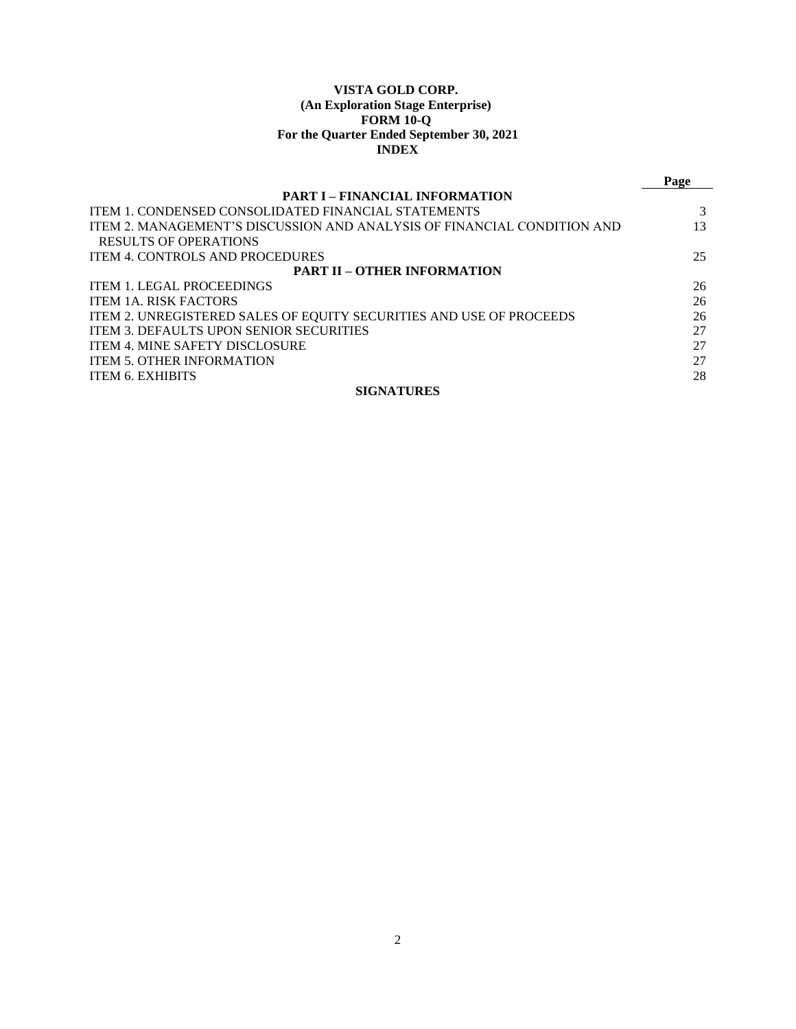**VISTA GOLD CORP.**
**(An Exploration Stage Enterprise)**
**FORM 10-Q**
**For the Quarter Ended September 30, 2021**
**INDEX**

| | Page |
|---|---|
| **PART I – FINANCIAL INFORMATION** | |
| ITEM 1. CONDENSED CONSOLIDATED FINANCIAL STATEMENTS | 3 |
| ITEM 2. MANAGEMENT'S DISCUSSION AND ANALYSIS OF FINANCIAL CONDITION AND RESULTS OF OPERATIONS | 13 |
| ITEM 4. CONTROLS AND PROCEDURES | 25 |
| **PART II – OTHER INFORMATION** | |
| ITEM 1. LEGAL PROCEEDINGS | 26 |
| ITEM 1A. RISK FACTORS | 26 |
| ITEM 2. UNREGISTERED SALES OF EQUITY SECURITIES AND USE OF PROCEEDS | 26 |
| ITEM 3. DEFAULTS UPON SENIOR SECURITIES | 27 |
| ITEM 4. MINE SAFETY DISCLOSURE | 27 |
| ITEM 5. OTHER INFORMATION | 27 |
| ITEM 6. EXHIBITS | 28 |
| **SIGNATURES** | |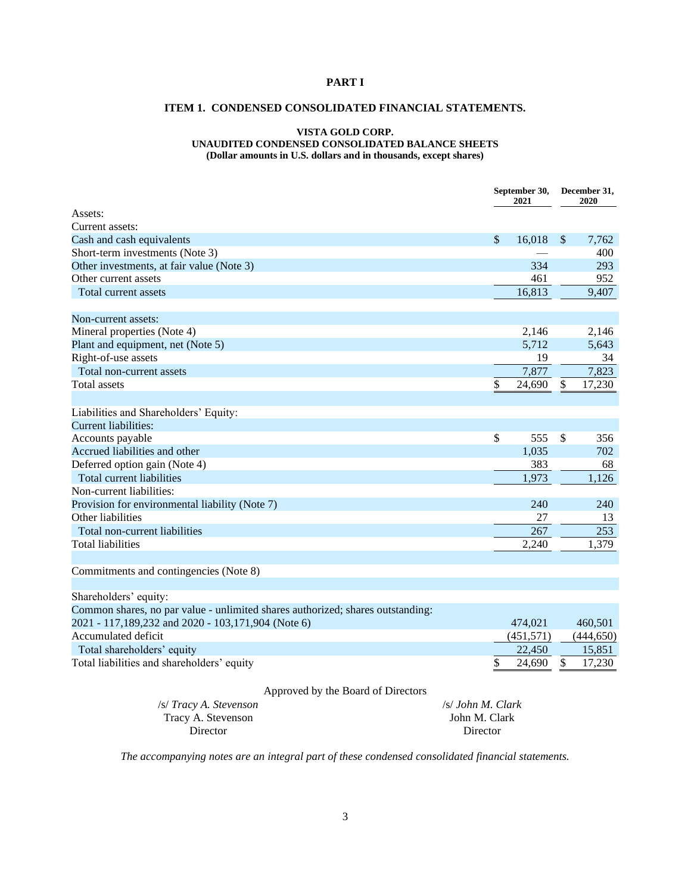# PART I

## ITEM 1. CONDENSED CONSOLIDATED FINANCIAL STATEMENTS.

### VISTA GOLD CORP.
### UNAUDITED CONDENSED CONSOLIDATED BALANCE SHEETS
### (Dollar amounts in U.S. dollars and in thousands, except shares)

| | September 30, 2021 | December 31, 2020 |
|---|---|---|
| Assets: | | |
| Current assets: | | |
| Cash and cash equivalents | $ 16,018 | $ 7,762 |
| Short-term investments (Note 3) | — | 400 |
| Other investments, at fair value (Note 3) | 334 | 293 |
| Other current assets | 461 | 952 |
| Total current assets | 16,813 | 9,407 |
| | | |
| Non-current assets: | | |
| Mineral properties (Note 4) | 2,146 | 2,146 |
| Plant and equipment, net (Note 5) | 5,712 | 5,643 |
| Right-of-use assets | 19 | 34 |
| Total non-current assets | 7,877 | 7,823 |
| Total assets | $ 24,690 | $ 17,230 |
| | | |
| Liabilities and Shareholders' Equity: | | |
| Current liabilities: | | |
| Accounts payable | $ 555 | $ 356 |
| Accrued liabilities and other | 1,035 | 702 |
| Deferred option gain (Note 4) | 383 | 68 |
| Total current liabilities | 1,973 | 1,126 |
| Non-current liabilities: | | |
| Provision for environmental liability (Note 7) | 240 | 240 |
| Other liabilities | 27 | 13 |
| Total non-current liabilities | 267 | 253 |
| Total liabilities | 2,240 | 1,379 |
| | | |
| Commitments and contingencies (Note 8) | | |
| | | |
| Shareholders' equity: | | |
| Common shares, no par value - unlimited shares authorized; shares outstanding: 2021 - 117,189,232 and 2020 - 103,171,904 (Note 6) | 474,021 | 460,501 |
| Accumulated deficit | (451,571) | (444,650) |
| Total shareholders' equity | 22,450 | 15,851 |
| Total liabilities and shareholders' equity | $ 24,690 | $ 17,230 |

Approved by the Board of Directors

/s/ *Tracy A. Stevenson*
Tracy A. Stevenson
Director

/s/ *John M. Clark*
John M. Clark
Director

*The accompanying notes are an integral part of these condensed consolidated financial statements.*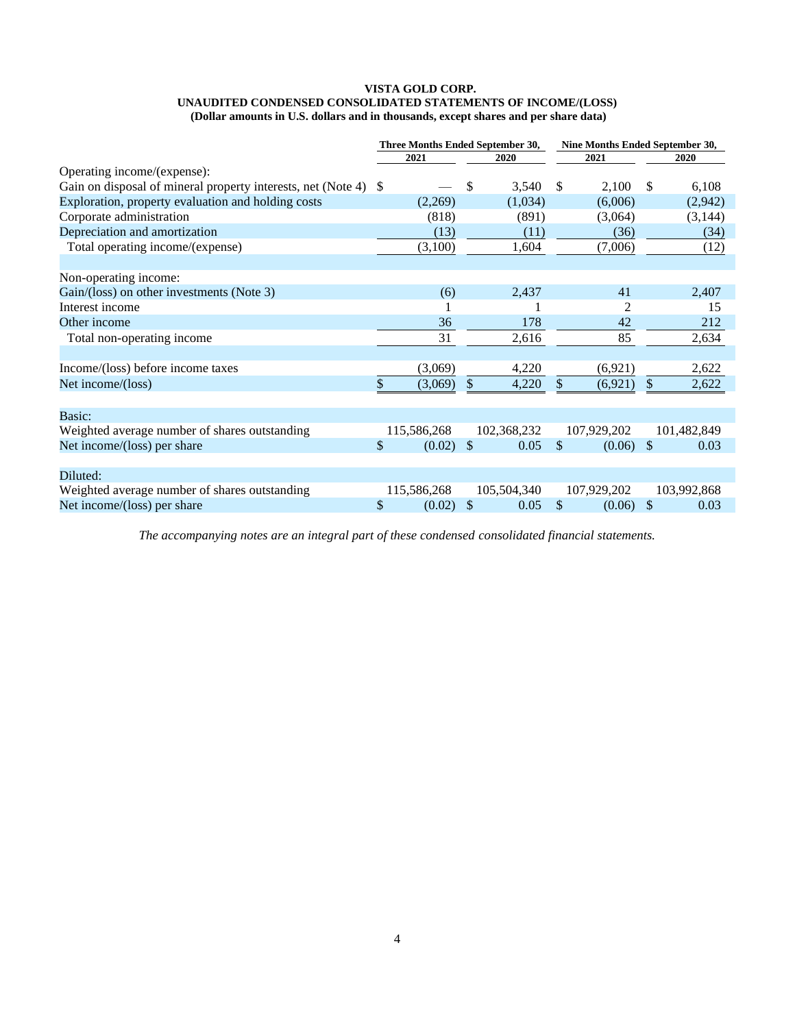**VISTA GOLD CORP.**
**UNAUDITED CONDENSED CONSOLIDATED STATEMENTS OF INCOME/(LOSS)**
**(Dollar amounts in U.S. dollars and in thousands, except shares and per share data)**

| | Three Months Ended September 30, | | Nine Months Ended September 30, | |
|---|---|---|---|---|
| | 2021 | 2020 | 2021 | 2020 |
| Operating income/(expense): | | | | |
| Gain on disposal of mineral property interests, net (Note 4) | $ — | $ 3,540 | $ 2,100 | $ 6,108 |
| Exploration, property evaluation and holding costs | (2,269) | (1,034) | (6,006) | (2,942) |
| Corporate administration | (818) | (891) | (3,064) | (3,144) |
| Depreciation and amortization | (13) | (11) | (36) | (34) |
| Total operating income/(expense) | (3,100) | 1,604 | (7,006) | (12) |
| | | | | |
| Non-operating income: | | | | |
| Gain/(loss) on other investments (Note 3) | (6) | 2,437 | 41 | 2,407 |
| Interest income | 1 | 1 | 2 | 15 |
| Other income | 36 | 178 | 42 | 212 |
| Total non-operating income | 31 | 2,616 | 85 | 2,634 |
| | | | | |
| Income/(loss) before income taxes | (3,069) | 4,220 | (6,921) | 2,622 |
| Net income/(loss) | $ (3,069) | $ 4,220 | $ (6,921) | $ 2,622 |
| | | | | |
| Basic: | | | | |
| Weighted average number of shares outstanding | 115,586,268 | 102,368,232 | 107,929,202 | 101,482,849 |
| Net income/(loss) per share | $ (0.02) | $ 0.05 | $ (0.06) | $ 0.03 |
| | | | | |
| Diluted: | | | | |
| Weighted average number of shares outstanding | 115,586,268 | 105,504,340 | 107,929,202 | 103,992,868 |
| Net income/(loss) per share | $ (0.02) | $ 0.05 | $ (0.06) | $ 0.03 |

*The accompanying notes are an integral part of these condensed consolidated financial statements.*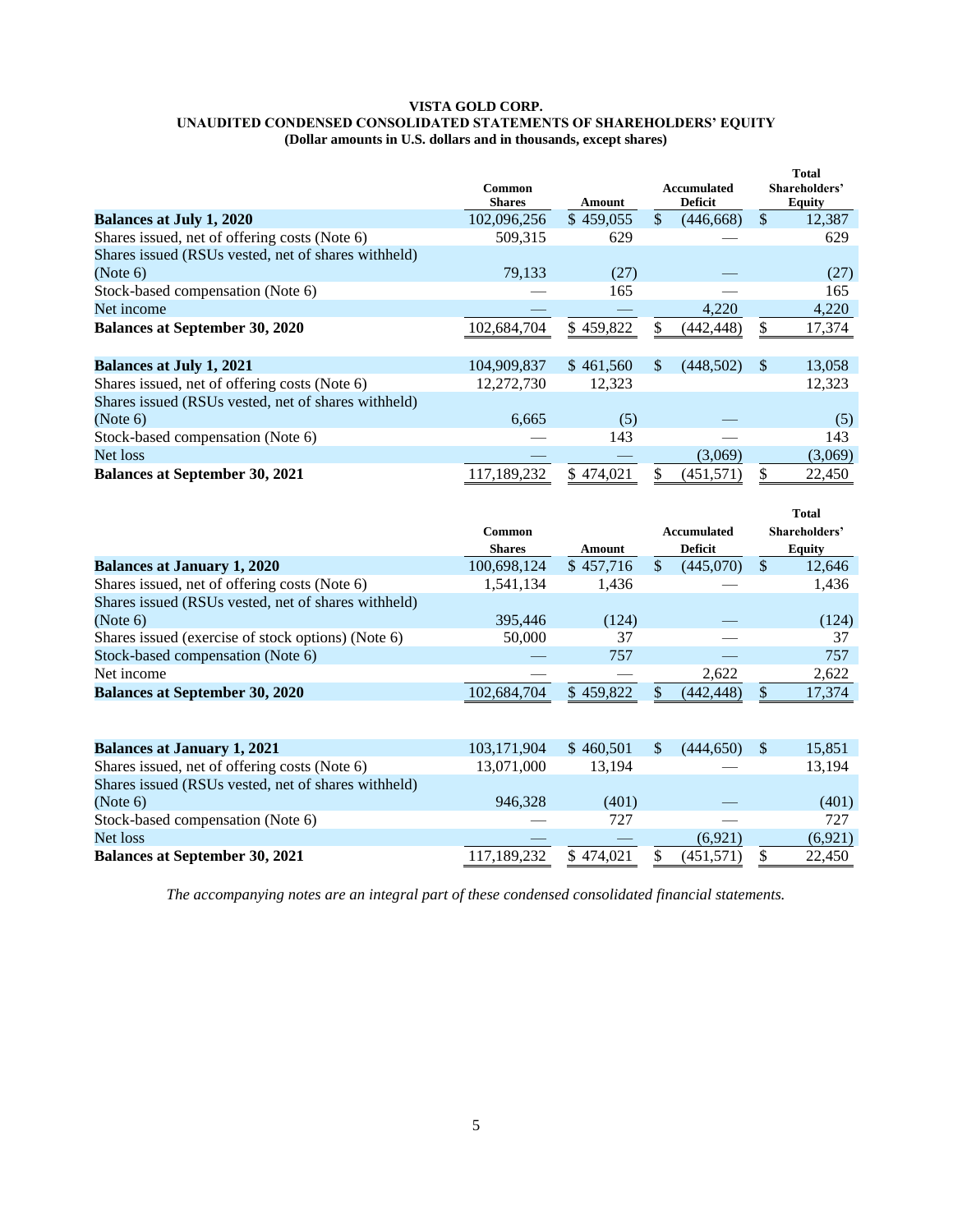# VISTA GOLD CORP.
## UNAUDITED CONDENSED CONSOLIDATED STATEMENTS OF SHAREHOLDERS' EQUITY
### (Dollar amounts in U.S. dollars and in thousands, except shares)

| | Common Shares | Amount | Accumulated Deficit | Total Shareholders' Equity |
|---|---|---|---|---|
| **Balances at July 1, 2020** | 102,096,256 | $ 459,055 | $ (446,668) | $ 12,387 |
| Shares issued, net of offering costs (Note 6) | 509,315 | 629 | — | 629 |
| Shares issued (RSUs vested, net of shares withheld) (Note 6) | 79,133 | (27) | — | (27) |
| Stock-based compensation (Note 6) | — | 165 | — | 165 |
| Net income | — | — | 4,220 | 4,220 |
| **Balances at September 30, 2020** | 102,684,704 | $ 459,822 | $ (442,448) | $ 17,374 |
| | | | | |
| **Balances at July 1, 2021** | 104,909,837 | $ 461,560 | $ (448,502) | $ 13,058 |
| Shares issued, net of offering costs (Note 6) | 12,272,730 | 12,323 | | 12,323 |
| Shares issued (RSUs vested, net of shares withheld) (Note 6) | 6,665 | (5) | — | (5) |
| Stock-based compensation (Note 6) | — | 143 | — | 143 |
| Net loss | — | — | (3,069) | (3,069) |
| **Balances at September 30, 2021** | 117,189,232 | $ 474,021 | $ (451,571) | $ 22,450 |

| | Common Shares | Amount | Accumulated Deficit | Total Shareholders' Equity |
|---|---|---|---|---|
| **Balances at January 1, 2020** | 100,698,124 | $ 457,716 | $ (445,070) | $ 12,646 |
| Shares issued, net of offering costs (Note 6) | 1,541,134 | 1,436 | — | 1,436 |
| Shares issued (RSUs vested, net of shares withheld) (Note 6) | 395,446 | (124) | — | (124) |
| Shares issued (exercise of stock options) (Note 6) | 50,000 | 37 | — | 37 |
| Stock-based compensation (Note 6) | — | 757 | — | 757 |
| Net income | — | — | 2,622 | 2,622 |
| **Balances at September 30, 2020** | 102,684,704 | $ 459,822 | $ (442,448) | $ 17,374 |
| | | | | |
| **Balances at January 1, 2021** | 103,171,904 | $ 460,501 | $ (444,650) | $ 15,851 |
| Shares issued, net of offering costs (Note 6) | 13,071,000 | 13,194 | — | 13,194 |
| Shares issued (RSUs vested, net of shares withheld) (Note 6) | 946,328 | (401) | — | (401) |
| Stock-based compensation (Note 6) | — | 727 | — | 727 |
| Net loss | — | — | (6,921) | (6,921) |
| **Balances at September 30, 2021** | 117,189,232 | $ 474,021 | $ (451,571) | $ 22,450 |

*The accompanying notes are an integral part of these condensed consolidated financial statements.*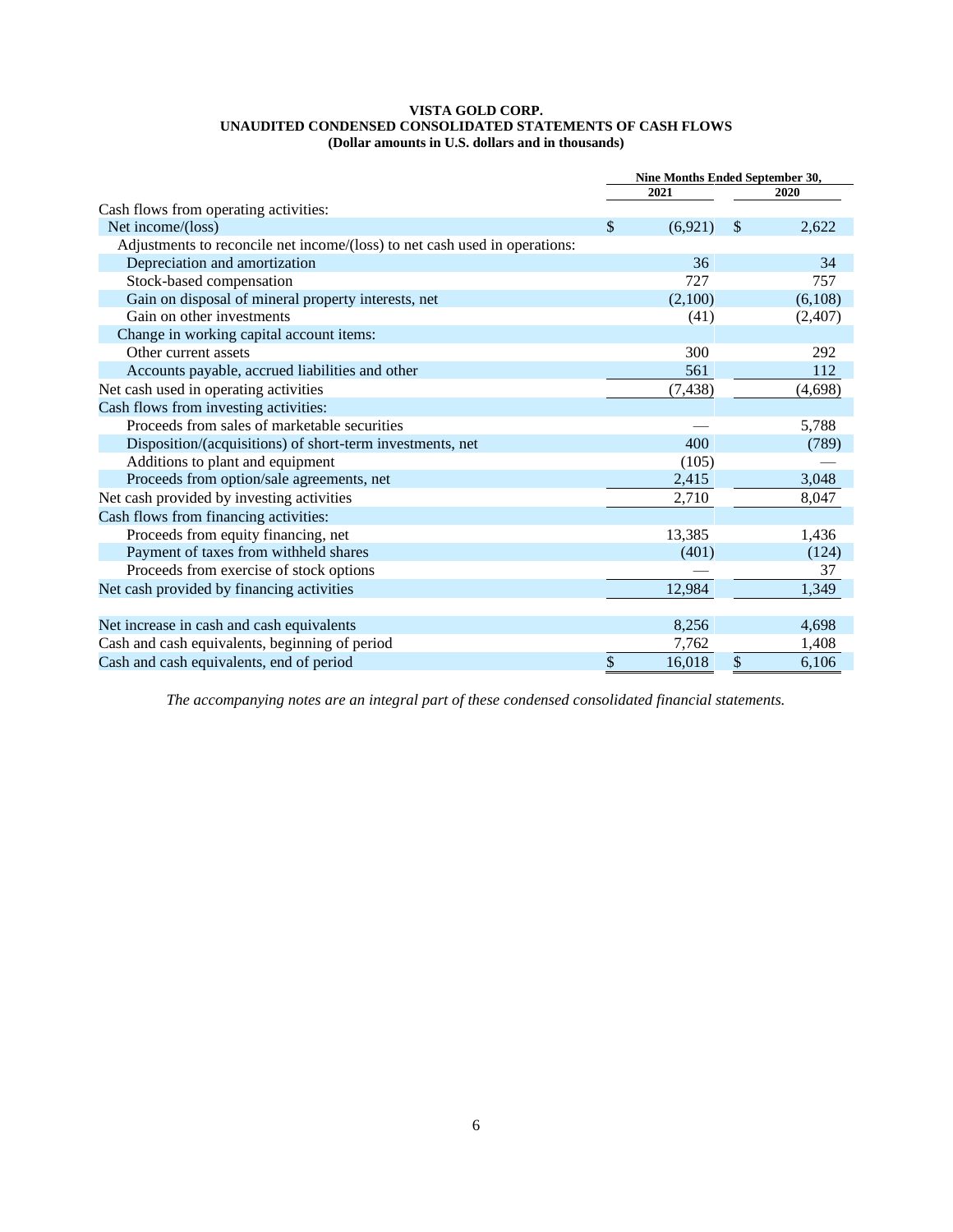**VISTA GOLD CORP.**
**UNAUDITED CONDENSED CONSOLIDATED STATEMENTS OF CASH FLOWS**
**(Dollar amounts in U.S. dollars and in thousands)**

| | Nine Months Ended September 30, 2021 | Nine Months Ended September 30, 2020 |
|---|---|---|
| Cash flows from operating activities: | | |
| Net income/(loss) | $ (6,921) | $ 2,622 |
| Adjustments to reconcile net income/(loss) to net cash used in operations: | | |
| Depreciation and amortization | 36 | 34 |
| Stock-based compensation | 727 | 757 |
| Gain on disposal of mineral property interests, net | (2,100) | (6,108) |
| Gain on other investments | (41) | (2,407) |
| Change in working capital account items: | | |
| Other current assets | 300 | 292 |
| Accounts payable, accrued liabilities and other | 561 | 112 |
| Net cash used in operating activities | (7,438) | (4,698) |
| Cash flows from investing activities: | | |
| Proceeds from sales of marketable securities | — | 5,788 |
| Disposition/(acquisitions) of short-term investments, net | 400 | (789) |
| Additions to plant and equipment | (105) | — |
| Proceeds from option/sale agreements, net | 2,415 | 3,048 |
| Net cash provided by investing activities | 2,710 | 8,047 |
| Cash flows from financing activities: | | |
| Proceeds from equity financing, net | 13,385 | 1,436 |
| Payment of taxes from withheld shares | (401) | (124) |
| Proceeds from exercise of stock options | — | 37 |
| Net cash provided by financing activities | 12,984 | 1,349 |
| | | |
| Net increase in cash and cash equivalents | 8,256 | 4,698 |
| Cash and cash equivalents, beginning of period | 7,762 | 1,408 |
| Cash and cash equivalents, end of period | $ 16,018 | $ 6,106 |

*The accompanying notes are an integral part of these condensed consolidated financial statements.*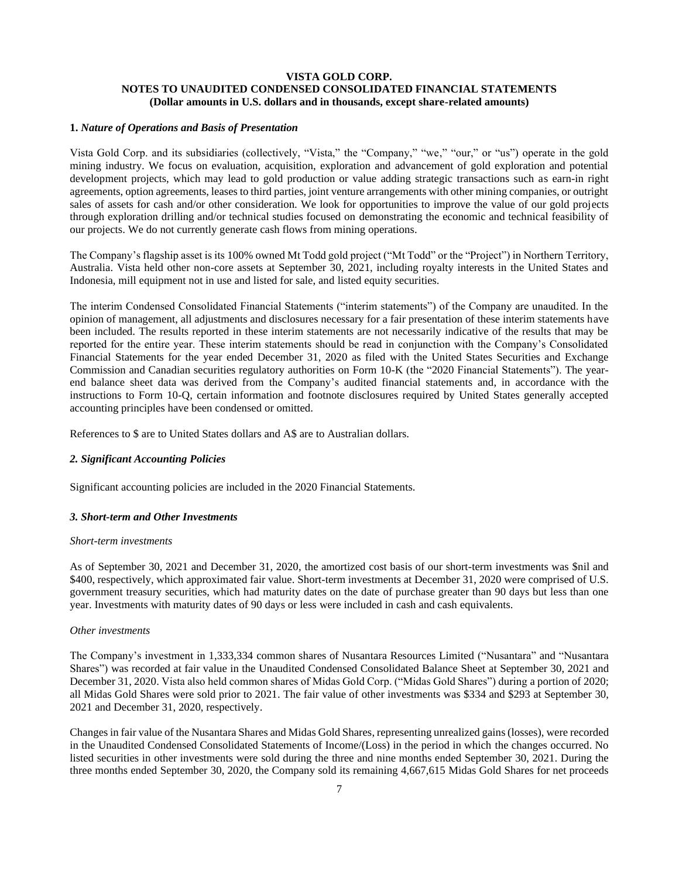**VISTA GOLD CORP.**
**NOTES TO UNAUDITED CONDENSED CONSOLIDATED FINANCIAL STATEMENTS**
**(Dollar amounts in U.S. dollars and in thousands, except share-related amounts)**

## 1. *Nature of Operations and Basis of Presentation*

Vista Gold Corp. and its subsidiaries (collectively, "Vista," the "Company," "we," "our," or "us") operate in the gold mining industry. We focus on evaluation, acquisition, exploration and advancement of gold exploration and potential development projects, which may lead to gold production or value adding strategic transactions such as earn-in right agreements, option agreements, leases to third parties, joint venture arrangements with other mining companies, or outright sales of assets for cash and/or other consideration. We look for opportunities to improve the value of our gold projects through exploration drilling and/or technical studies focused on demonstrating the economic and technical feasibility of our projects. We do not currently generate cash flows from mining operations.

The Company's flagship asset is its 100% owned Mt Todd gold project ("Mt Todd" or the "Project") in Northern Territory, Australia. Vista held other non-core assets at September 30, 2021, including royalty interests in the United States and Indonesia, mill equipment not in use and listed for sale, and listed equity securities.

The interim Condensed Consolidated Financial Statements ("interim statements") of the Company are unaudited. In the opinion of management, all adjustments and disclosures necessary for a fair presentation of these interim statements have been included. The results reported in these interim statements are not necessarily indicative of the results that may be reported for the entire year. These interim statements should be read in conjunction with the Company's Consolidated Financial Statements for the year ended December 31, 2020 as filed with the United States Securities and Exchange Commission and Canadian securities regulatory authorities on Form 10-K (the "2020 Financial Statements"). The year-end balance sheet data was derived from the Company's audited financial statements and, in accordance with the instructions to Form 10-Q, certain information and footnote disclosures required by United States generally accepted accounting principles have been condensed or omitted.

References to $ are to United States dollars and A$ are to Australian dollars.

## *2. Significant Accounting Policies*

Significant accounting policies are included in the 2020 Financial Statements.

## *3. Short-term and Other Investments*

*Short-term investments*

As of September 30, 2021 and December 31, 2020, the amortized cost basis of our short-term investments was $nil and $400, respectively, which approximated fair value. Short-term investments at December 31, 2020 were comprised of U.S. government treasury securities, which had maturity dates on the date of purchase greater than 90 days but less than one year. Investments with maturity dates of 90 days or less were included in cash and cash equivalents.

*Other investments*

The Company's investment in 1,333,334 common shares of Nusantara Resources Limited ("Nusantara" and "Nusantara Shares") was recorded at fair value in the Unaudited Condensed Consolidated Balance Sheet at September 30, 2021 and December 31, 2020. Vista also held common shares of Midas Gold Corp. ("Midas Gold Shares") during a portion of 2020; all Midas Gold Shares were sold prior to 2021. The fair value of other investments was $334 and $293 at September 30, 2021 and December 31, 2020, respectively.

Changes in fair value of the Nusantara Shares and Midas Gold Shares, representing unrealized gains (losses), were recorded in the Unaudited Condensed Consolidated Statements of Income/(Loss) in the period in which the changes occurred. No listed securities in other investments were sold during the three and nine months ended September 30, 2021. During the three months ended September 30, 2020, the Company sold its remaining 4,667,615 Midas Gold Shares for net proceeds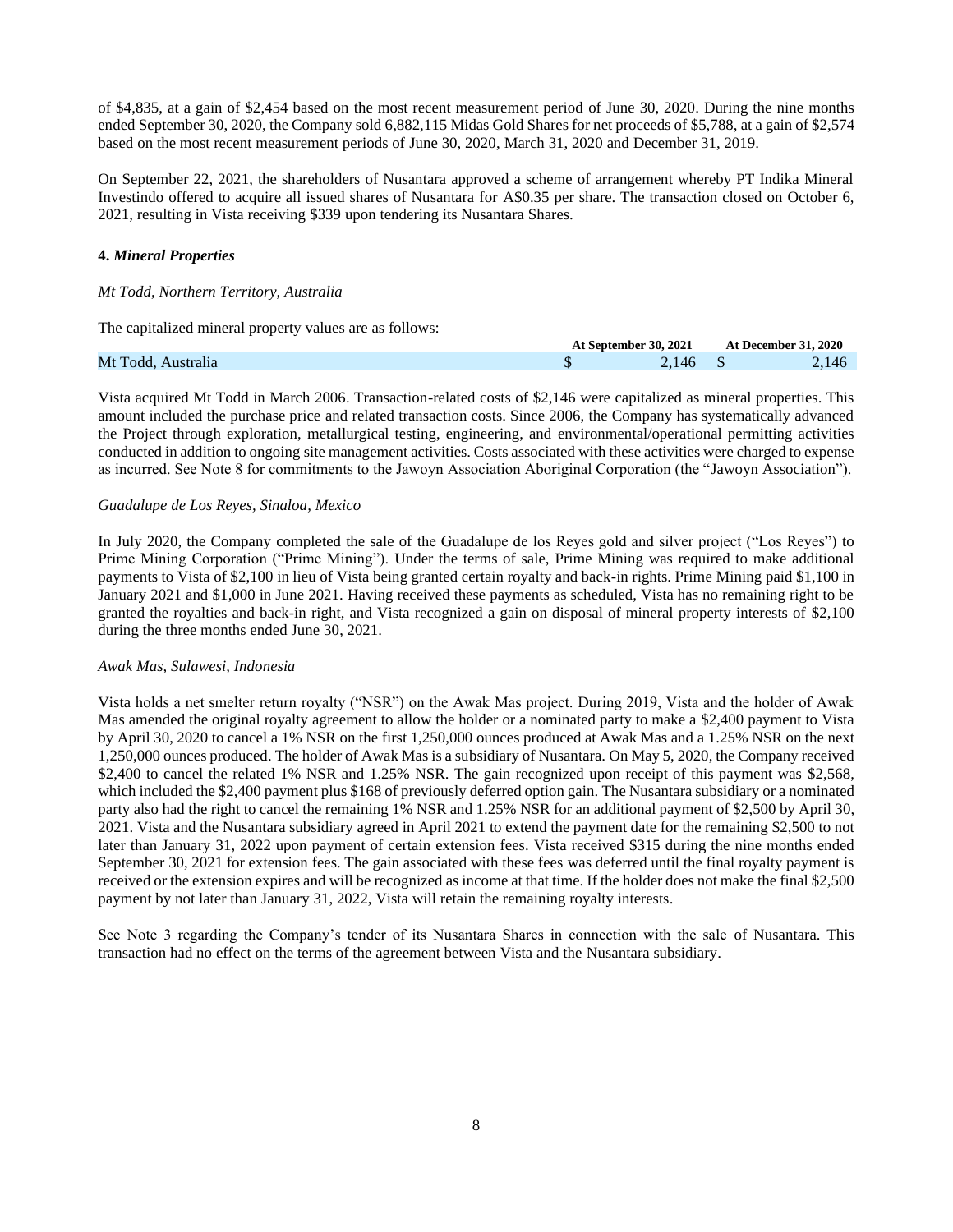of $4,835, at a gain of $2,454 based on the most recent measurement period of June 30, 2020. During the nine months ended September 30, 2020, the Company sold 6,882,115 Midas Gold Shares for net proceeds of $5,788, at a gain of $2,574 based on the most recent measurement periods of June 30, 2020, March 31, 2020 and December 31, 2019.

On September 22, 2021, the shareholders of Nusantara approved a scheme of arrangement whereby PT Indika Mineral Investindo offered to acquire all issued shares of Nusantara for A$0.35 per share. The transaction closed on October 6, 2021, resulting in Vista receiving $339 upon tendering its Nusantara Shares.

### 4. *Mineral Properties*

*Mt Todd, Northern Territory, Australia*

The capitalized mineral property values are as follows:

| | At September 30, 2021 | At December 31, 2020 |
|---|---|---|
| Mt Todd, Australia | $ 2,146 | $ 2,146 |

Vista acquired Mt Todd in March 2006. Transaction-related costs of $2,146 were capitalized as mineral properties. This amount included the purchase price and related transaction costs. Since 2006, the Company has systematically advanced the Project through exploration, metallurgical testing, engineering, and environmental/operational permitting activities conducted in addition to ongoing site management activities. Costs associated with these activities were charged to expense as incurred. See Note 8 for commitments to the Jawoyn Association Aboriginal Corporation (the "Jawoyn Association").

*Guadalupe de Los Reyes, Sinaloa, Mexico*

In July 2020, the Company completed the sale of the Guadalupe de los Reyes gold and silver project ("Los Reyes") to Prime Mining Corporation ("Prime Mining"). Under the terms of sale, Prime Mining was required to make additional payments to Vista of $2,100 in lieu of Vista being granted certain royalty and back-in rights. Prime Mining paid $1,100 in January 2021 and $1,000 in June 2021. Having received these payments as scheduled, Vista has no remaining right to be granted the royalties and back-in right, and Vista recognized a gain on disposal of mineral property interests of $2,100 during the three months ended June 30, 2021.

*Awak Mas, Sulawesi, Indonesia*

Vista holds a net smelter return royalty ("NSR") on the Awak Mas project. During 2019, Vista and the holder of Awak Mas amended the original royalty agreement to allow the holder or a nominated party to make a $2,400 payment to Vista by April 30, 2020 to cancel a 1% NSR on the first 1,250,000 ounces produced at Awak Mas and a 1.25% NSR on the next 1,250,000 ounces produced. The holder of Awak Mas is a subsidiary of Nusantara. On May 5, 2020, the Company received $2,400 to cancel the related 1% NSR and 1.25% NSR. The gain recognized upon receipt of this payment was $2,568, which included the $2,400 payment plus $168 of previously deferred option gain. The Nusantara subsidiary or a nominated party also had the right to cancel the remaining 1% NSR and 1.25% NSR for an additional payment of $2,500 by April 30, 2021. Vista and the Nusantara subsidiary agreed in April 2021 to extend the payment date for the remaining $2,500 to not later than January 31, 2022 upon payment of certain extension fees. Vista received $315 during the nine months ended September 30, 2021 for extension fees. The gain associated with these fees was deferred until the final royalty payment is received or the extension expires and will be recognized as income at that time. If the holder does not make the final $2,500 payment by not later than January 31, 2022, Vista will retain the remaining royalty interests.

See Note 3 regarding the Company's tender of its Nusantara Shares in connection with the sale of Nusantara. This transaction had no effect on the terms of the agreement between Vista and the Nusantara subsidiary.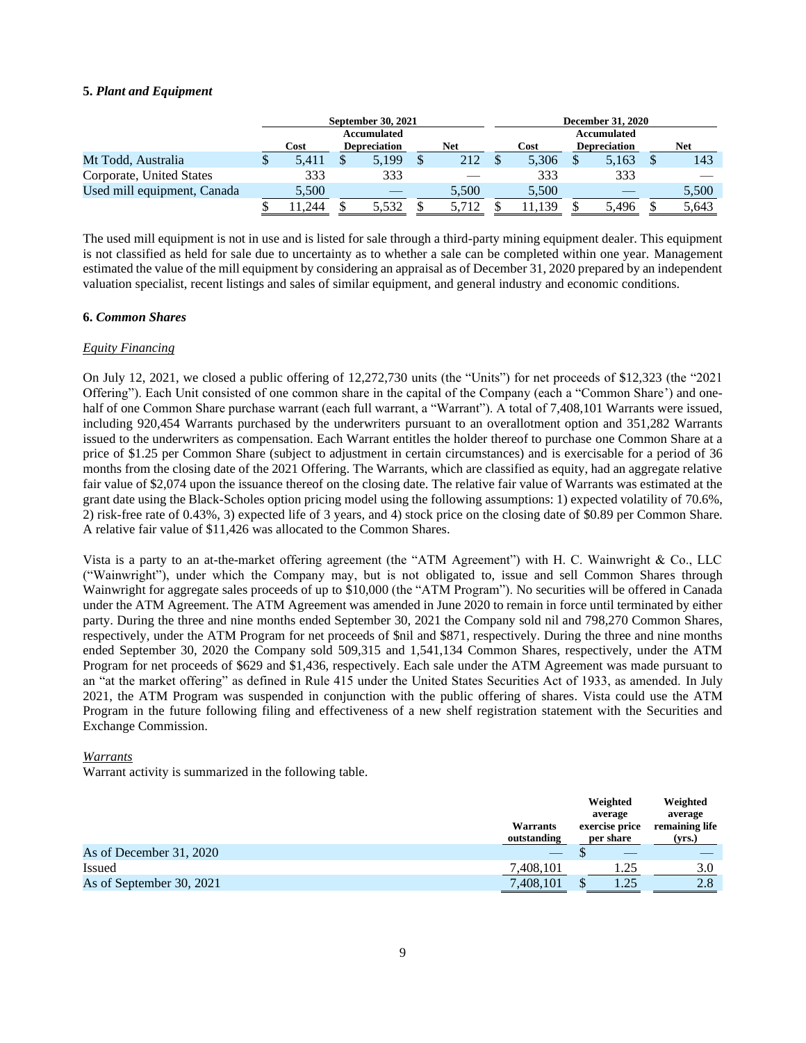**5.** ***Plant and Equipment***

| | September 30, 2021 | | | December 31, 2020 | | |
|---|---|---|---|---|---|---|
| | Cost | Accumulated Depreciation | Net | Cost | Accumulated Depreciation | Net |
| Mt Todd, Australia | $ 5,411 | $ 5,199 | $ 212 | $ 5,306 | $ 5,163 | $ 143 |
| Corporate, United States | 333 | 333 | — | 333 | 333 | — |
| Used mill equipment, Canada | 5,500 | — | 5,500 | 5,500 | — | 5,500 |
| | $ 11,244 | $ 5,532 | $ 5,712 | $ 11,139 | $ 5,496 | $ 5,643 |

The used mill equipment is not in use and is listed for sale through a third-party mining equipment dealer. This equipment is not classified as held for sale due to uncertainty as to whether a sale can be completed within one year. Management estimated the value of the mill equipment by considering an appraisal as of December 31, 2020 prepared by an independent valuation specialist, recent listings and sales of similar equipment, and general industry and economic conditions.

**6.** ***Common Shares***

*Equity Financing*

On July 12, 2021, we closed a public offering of 12,272,730 units (the "Units") for net proceeds of $12,323 (the "2021 Offering"). Each Unit consisted of one common share in the capital of the Company (each a "Common Share') and one-half of one Common Share purchase warrant (each full warrant, a "Warrant"). A total of 7,408,101 Warrants were issued, including 920,454 Warrants purchased by the underwriters pursuant to an overallotment option and 351,282 Warrants issued to the underwriters as compensation. Each Warrant entitles the holder thereof to purchase one Common Share at a price of $1.25 per Common Share (subject to adjustment in certain circumstances) and is exercisable for a period of 36 months from the closing date of the 2021 Offering. The Warrants, which are classified as equity, had an aggregate relative fair value of $2,074 upon the issuance thereof on the closing date. The relative fair value of Warrants was estimated at the grant date using the Black-Scholes option pricing model using the following assumptions: 1) expected volatility of 70.6%, 2) risk-free rate of 0.43%, 3) expected life of 3 years, and 4) stock price on the closing date of $0.89 per Common Share. A relative fair value of $11,426 was allocated to the Common Shares.

Vista is a party to an at-the-market offering agreement (the "ATM Agreement") with H. C. Wainwright & Co., LLC ("Wainwright"), under which the Company may, but is not obligated to, issue and sell Common Shares through Wainwright for aggregate sales proceeds of up to $10,000 (the "ATM Program"). No securities will be offered in Canada under the ATM Agreement. The ATM Agreement was amended in June 2020 to remain in force until terminated by either party. During the three and nine months ended September 30, 2021 the Company sold nil and 798,270 Common Shares, respectively, under the ATM Program for net proceeds of $nil and $871, respectively. During the three and nine months ended September 30, 2020 the Company sold 509,315 and 1,541,134 Common Shares, respectively, under the ATM Program for net proceeds of $629 and $1,436, respectively. Each sale under the ATM Agreement was made pursuant to an "at the market offering" as defined in Rule 415 under the United States Securities Act of 1933, as amended. In July 2021, the ATM Program was suspended in conjunction with the public offering of shares. Vista could use the ATM Program in the future following filing and effectiveness of a new shelf registration statement with the Securities and Exchange Commission.

*Warrants*

Warrant activity is summarized in the following table.

| | Warrants outstanding | Weighted average exercise price per share | Weighted average remaining life (yrs.) |
|---|---|---|---|
| As of December 31, 2020 | — | $ — | — |
| Issued | 7,408,101 | 1.25 | 3.0 |
| As of September 30, 2021 | 7,408,101 | $ 1.25 | 2.8 |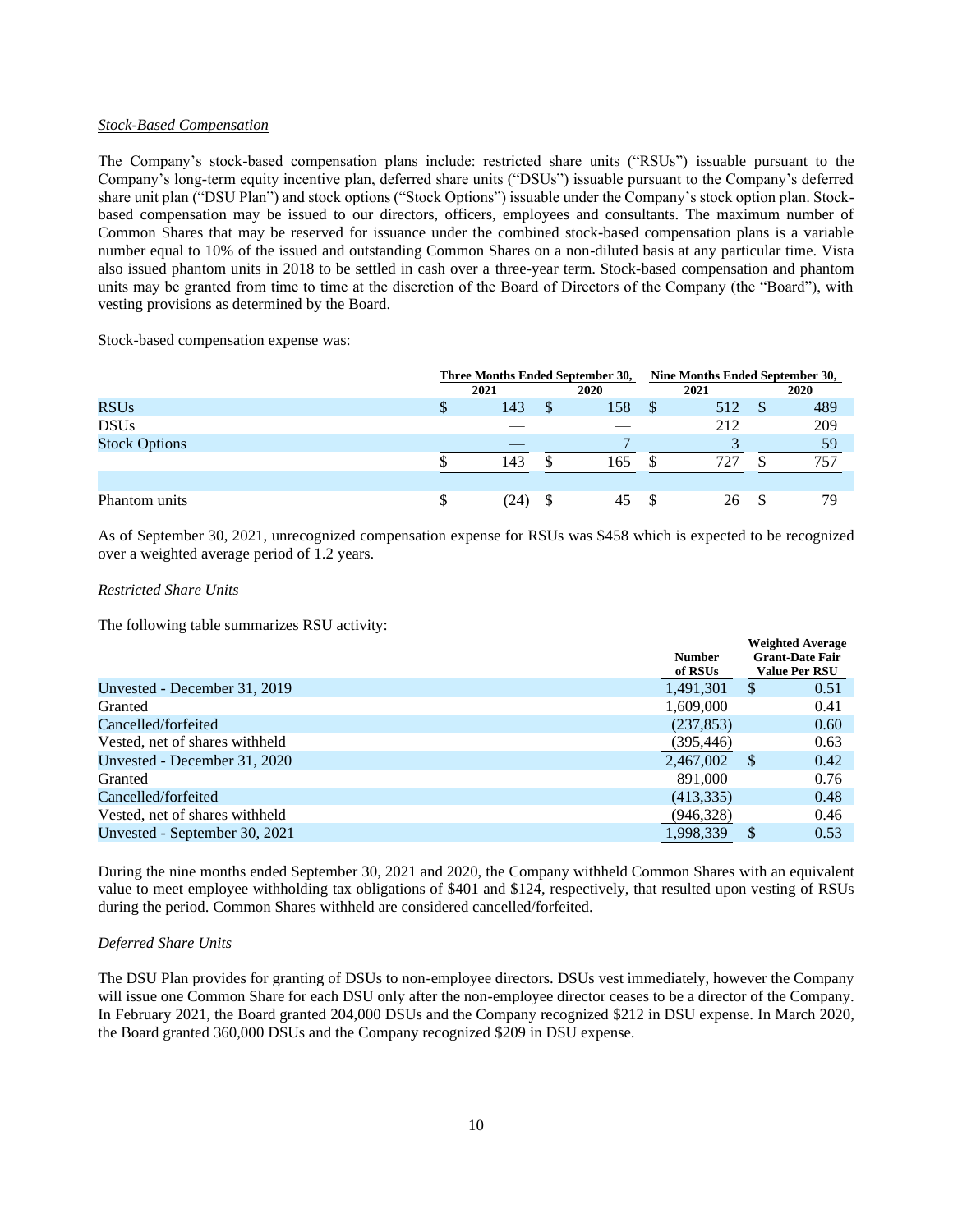*Stock-Based Compensation*

The Company's stock-based compensation plans include: restricted share units ("RSUs") issuable pursuant to the Company's long-term equity incentive plan, deferred share units ("DSUs") issuable pursuant to the Company's deferred share unit plan ("DSU Plan") and stock options ("Stock Options") issuable under the Company's stock option plan. Stock-based compensation may be issued to our directors, officers, employees and consultants. The maximum number of Common Shares that may be reserved for issuance under the combined stock-based compensation plans is a variable number equal to 10% of the issued and outstanding Common Shares on a non-diluted basis at any particular time. Vista also issued phantom units in 2018 to be settled in cash over a three-year term. Stock-based compensation and phantom units may be granted from time to time at the discretion of the Board of Directors of the Company (the "Board"), with vesting provisions as determined by the Board.

Stock-based compensation expense was:

| | Three Months Ended September 30, | | Nine Months Ended September 30, | |
|---|---|---|---|---|
| | 2021 | 2020 | 2021 | 2020 |
| RSUs | $ 143 | $ 158 | $ 512 | $ 489 |
| DSUs | — | — | 212 | 209 |
| Stock Options | — | 7 | 3 | 59 |
| | $ 143 | $ 165 | $ 727 | $ 757 |
| | | | | |
| Phantom units | $ (24) | $ 45 | $ 26 | $ 79 |

As of September 30, 2021, unrecognized compensation expense for RSUs was $458 which is expected to be recognized over a weighted average period of 1.2 years.

*Restricted Share Units*

The following table summarizes RSU activity:

| | Number of RSUs | Weighted Average Grant-Date Fair Value Per RSU |
|---|---|---|
| Unvested - December 31, 2019 | 1,491,301 | $ 0.51 |
| Granted | 1,609,000 | 0.41 |
| Cancelled/forfeited | (237,853) | 0.60 |
| Vested, net of shares withheld | (395,446) | 0.63 |
| Unvested - December 31, 2020 | 2,467,002 | $ 0.42 |
| Granted | 891,000 | 0.76 |
| Cancelled/forfeited | (413,335) | 0.48 |
| Vested, net of shares withheld | (946,328) | 0.46 |
| Unvested - September 30, 2021 | 1,998,339 | $ 0.53 |

During the nine months ended September 30, 2021 and 2020, the Company withheld Common Shares with an equivalent value to meet employee withholding tax obligations of $401 and $124, respectively, that resulted upon vesting of RSUs during the period. Common Shares withheld are considered cancelled/forfeited.

*Deferred Share Units*

The DSU Plan provides for granting of DSUs to non-employee directors. DSUs vest immediately, however the Company will issue one Common Share for each DSU only after the non-employee director ceases to be a director of the Company. In February 2021, the Board granted 204,000 DSUs and the Company recognized $212 in DSU expense. In March 2020, the Board granted 360,000 DSUs and the Company recognized $209 in DSU expense.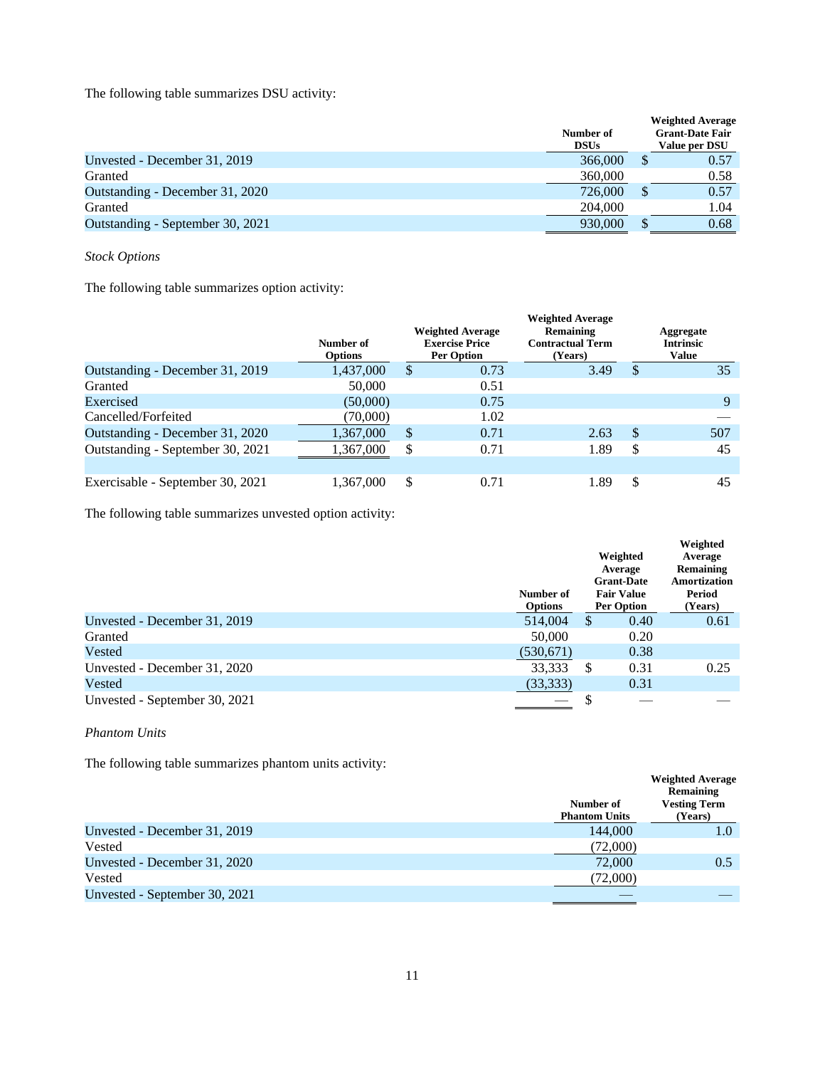The following table summarizes DSU activity:

| | Number of DSUs | Weighted Average Grant-Date Fair Value per DSU |
|---|---|---|
| Unvested - December 31, 2019 | 366,000 | $ 0.57 |
| Granted | 360,000 | 0.58 |
| Outstanding - December 31, 2020 | 726,000 | $ 0.57 |
| Granted | 204,000 | 1.04 |
| Outstanding - September 30, 2021 | 930,000 | $ 0.68 |

*Stock Options*

The following table summarizes option activity:

| | Number of Options | Weighted Average Exercise Price Per Option | Weighted Average Remaining Contractual Term (Years) | Aggregate Intrinsic Value |
|---|---|---|---|---|
| Outstanding - December 31, 2019 | 1,437,000 | $ 0.73 | 3.49 | $ 35 |
| Granted | 50,000 | 0.51 | | |
| Exercised | (50,000) | 0.75 | | 9 |
| Cancelled/Forfeited | (70,000) | 1.02 | | — |
| Outstanding - December 31, 2020 | 1,367,000 | $ 0.71 | 2.63 | $ 507 |
| Outstanding - September 30, 2021 | 1,367,000 | $ 0.71 | 1.89 | $ 45 |
| | | | | |
| Exercisable - September 30, 2021 | 1,367,000 | $ 0.71 | 1.89 | $ 45 |

The following table summarizes unvested option activity:

| | Number of Options | Weighted Average Grant-Date Fair Value Per Option | Weighted Average Remaining Amortization Period (Years) |
|---|---|---|---|
| Unvested - December 31, 2019 | 514,004 | $ 0.40 | 0.61 |
| Granted | 50,000 | 0.20 | |
| Vested | (530,671) | 0.38 | |
| Unvested - December 31, 2020 | 33,333 | $ 0.31 | 0.25 |
| Vested | (33,333) | 0.31 | |
| Unvested - September 30, 2021 | — | $ — | — |

*Phantom Units*

The following table summarizes phantom units activity:

| | Number of Phantom Units | Weighted Average Remaining Vesting Term (Years) |
|---|---|---|
| Unvested - December 31, 2019 | 144,000 | 1.0 |
| Vested | (72,000) | |
| Unvested - December 31, 2020 | 72,000 | 0.5 |
| Vested | (72,000) | |
| Unvested - September 30, 2021 | — | — |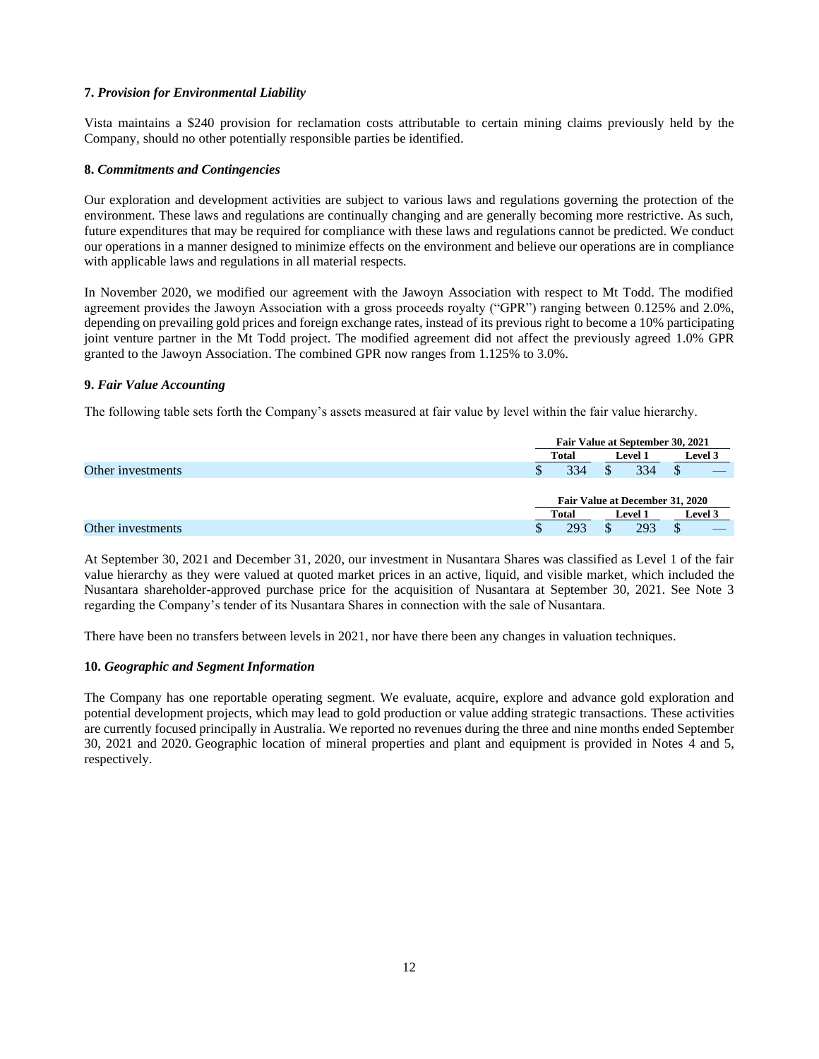**7.** ***Provision for Environmental Liability***

Vista maintains a $240 provision for reclamation costs attributable to certain mining claims previously held by the Company, should no other potentially responsible parties be identified.

**8.** ***Commitments and Contingencies***

Our exploration and development activities are subject to various laws and regulations governing the protection of the environment. These laws and regulations are continually changing and are generally becoming more restrictive. As such, future expenditures that may be required for compliance with these laws and regulations cannot be predicted. We conduct our operations in a manner designed to minimize effects on the environment and believe our operations are in compliance with applicable laws and regulations in all material respects.

In November 2020, we modified our agreement with the Jawoyn Association with respect to Mt Todd. The modified agreement provides the Jawoyn Association with a gross proceeds royalty ("GPR") ranging between 0.125% and 2.0%, depending on prevailing gold prices and foreign exchange rates, instead of its previous right to become a 10% participating joint venture partner in the Mt Todd project. The modified agreement did not affect the previously agreed 1.0% GPR granted to the Jawoyn Association. The combined GPR now ranges from 1.125% to 3.0%.

**9.** ***Fair Value Accounting***

The following table sets forth the Company's assets measured at fair value by level within the fair value hierarchy.

| | Fair Value at September 30, 2021 | | |
|---|---|---|---|
| | Total | Level 1 | Level 3 |
| Other investments | $ 334 | $ 334 | $ — |

| | Fair Value at December 31, 2020 | | |
|---|---|---|---|
| | Total | Level 1 | Level 3 |
| Other investments | $ 293 | $ 293 | $ — |

At September 30, 2021 and December 31, 2020, our investment in Nusantara Shares was classified as Level 1 of the fair value hierarchy as they were valued at quoted market prices in an active, liquid, and visible market, which included the Nusantara shareholder-approved purchase price for the acquisition of Nusantara at September 30, 2021. See Note 3 regarding the Company's tender of its Nusantara Shares in connection with the sale of Nusantara.

There have been no transfers between levels in 2021, nor have there been any changes in valuation techniques.

**10.** ***Geographic and Segment Information***

The Company has one reportable operating segment. We evaluate, acquire, explore and advance gold exploration and potential development projects, which may lead to gold production or value adding strategic transactions. These activities are currently focused principally in Australia. We reported no revenues during the three and nine months ended September 30, 2021 and 2020. Geographic location of mineral properties and plant and equipment is provided in Notes 4 and 5, respectively.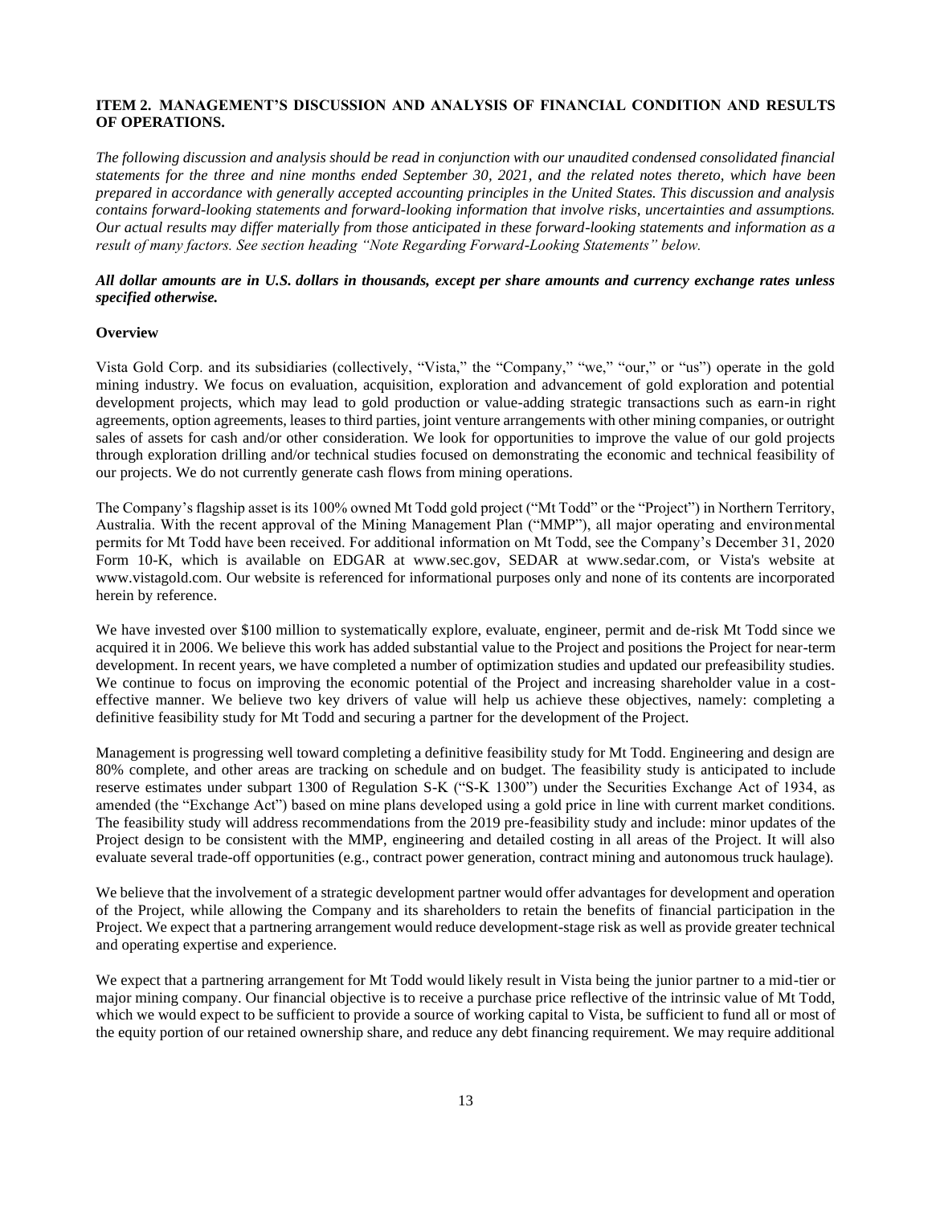## ITEM 2. MANAGEMENT'S DISCUSSION AND ANALYSIS OF FINANCIAL CONDITION AND RESULTS OF OPERATIONS.

*The following discussion and analysis should be read in conjunction with our unaudited condensed consolidated financial statements for the three and nine months ended September 30, 2021, and the related notes thereto, which have been prepared in accordance with generally accepted accounting principles in the United States. This discussion and analysis contains forward-looking statements and forward-looking information that involve risks, uncertainties and assumptions. Our actual results may differ materially from those anticipated in these forward-looking statements and information as a result of many factors. See section heading "Note Regarding Forward-Looking Statements" below.*

***All dollar amounts are in U.S. dollars in thousands, except per share amounts and currency exchange rates unless specified otherwise.***

### Overview

Vista Gold Corp. and its subsidiaries (collectively, "Vista," the "Company," "we," "our," or "us") operate in the gold mining industry. We focus on evaluation, acquisition, exploration and advancement of gold exploration and potential development projects, which may lead to gold production or value-adding strategic transactions such as earn-in right agreements, option agreements, leases to third parties, joint venture arrangements with other mining companies, or outright sales of assets for cash and/or other consideration. We look for opportunities to improve the value of our gold projects through exploration drilling and/or technical studies focused on demonstrating the economic and technical feasibility of our projects. We do not currently generate cash flows from mining operations.

The Company's flagship asset is its 100% owned Mt Todd gold project ("Mt Todd" or the "Project") in Northern Territory, Australia. With the recent approval of the Mining Management Plan ("MMP"), all major operating and environmental permits for Mt Todd have been received. For additional information on Mt Todd, see the Company's December 31, 2020 Form 10-K, which is available on EDGAR at www.sec.gov, SEDAR at www.sedar.com, or Vista's website at www.vistagold.com. Our website is referenced for informational purposes only and none of its contents are incorporated herein by reference.

We have invested over $100 million to systematically explore, evaluate, engineer, permit and de-risk Mt Todd since we acquired it in 2006. We believe this work has added substantial value to the Project and positions the Project for near-term development. In recent years, we have completed a number of optimization studies and updated our prefeasibility studies. We continue to focus on improving the economic potential of the Project and increasing shareholder value in a cost-effective manner. We believe two key drivers of value will help us achieve these objectives, namely: completing a definitive feasibility study for Mt Todd and securing a partner for the development of the Project.

Management is progressing well toward completing a definitive feasibility study for Mt Todd. Engineering and design are 80% complete, and other areas are tracking on schedule and on budget. The feasibility study is anticipated to include reserve estimates under subpart 1300 of Regulation S-K ("S-K 1300") under the Securities Exchange Act of 1934, as amended (the "Exchange Act") based on mine plans developed using a gold price in line with current market conditions. The feasibility study will address recommendations from the 2019 pre-feasibility study and include: minor updates of the Project design to be consistent with the MMP, engineering and detailed costing in all areas of the Project. It will also evaluate several trade-off opportunities (e.g., contract power generation, contract mining and autonomous truck haulage).

We believe that the involvement of a strategic development partner would offer advantages for development and operation of the Project, while allowing the Company and its shareholders to retain the benefits of financial participation in the Project. We expect that a partnering arrangement would reduce development-stage risk as well as provide greater technical and operating expertise and experience.

We expect that a partnering arrangement for Mt Todd would likely result in Vista being the junior partner to a mid-tier or major mining company. Our financial objective is to receive a purchase price reflective of the intrinsic value of Mt Todd, which we would expect to be sufficient to provide a source of working capital to Vista, be sufficient to fund all or most of the equity portion of our retained ownership share, and reduce any debt financing requirement. We may require additional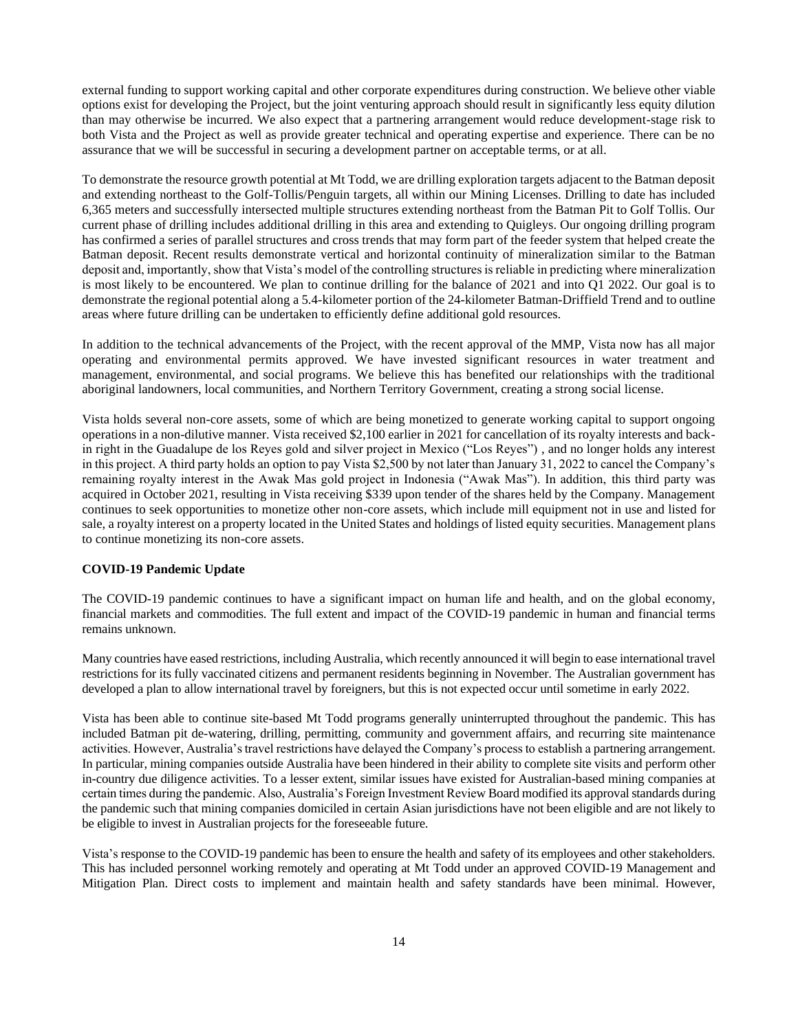external funding to support working capital and other corporate expenditures during construction. We believe other viable options exist for developing the Project, but the joint venturing approach should result in significantly less equity dilution than may otherwise be incurred. We also expect that a partnering arrangement would reduce development-stage risk to both Vista and the Project as well as provide greater technical and operating expertise and experience. There can be no assurance that we will be successful in securing a development partner on acceptable terms, or at all.

To demonstrate the resource growth potential at Mt Todd, we are drilling exploration targets adjacent to the Batman deposit and extending northeast to the Golf-Tollis/Penguin targets, all within our Mining Licenses. Drilling to date has included 6,365 meters and successfully intersected multiple structures extending northeast from the Batman Pit to Golf Tollis. Our current phase of drilling includes additional drilling in this area and extending to Quigleys. Our ongoing drilling program has confirmed a series of parallel structures and cross trends that may form part of the feeder system that helped create the Batman deposit. Recent results demonstrate vertical and horizontal continuity of mineralization similar to the Batman deposit and, importantly, show that Vista's model of the controlling structures is reliable in predicting where mineralization is most likely to be encountered. We plan to continue drilling for the balance of 2021 and into Q1 2022. Our goal is to demonstrate the regional potential along a 5.4-kilometer portion of the 24-kilometer Batman-Driffield Trend and to outline areas where future drilling can be undertaken to efficiently define additional gold resources.

In addition to the technical advancements of the Project, with the recent approval of the MMP, Vista now has all major operating and environmental permits approved. We have invested significant resources in water treatment and management, environmental, and social programs. We believe this has benefited our relationships with the traditional aboriginal landowners, local communities, and Northern Territory Government, creating a strong social license.

Vista holds several non-core assets, some of which are being monetized to generate working capital to support ongoing operations in a non-dilutive manner. Vista received $2,100 earlier in 2021 for cancellation of its royalty interests and back-in right in the Guadalupe de los Reyes gold and silver project in Mexico ("Los Reyes") , and no longer holds any interest in this project. A third party holds an option to pay Vista $2,500 by not later than January 31, 2022 to cancel the Company's remaining royalty interest in the Awak Mas gold project in Indonesia ("Awak Mas"). In addition, this third party was acquired in October 2021, resulting in Vista receiving $339 upon tender of the shares held by the Company. Management continues to seek opportunities to monetize other non-core assets, which include mill equipment not in use and listed for sale, a royalty interest on a property located in the United States and holdings of listed equity securities. Management plans to continue monetizing its non-core assets.

**COVID-19 Pandemic Update**

The COVID-19 pandemic continues to have a significant impact on human life and health, and on the global economy, financial markets and commodities. The full extent and impact of the COVID-19 pandemic in human and financial terms remains unknown.

Many countries have eased restrictions, including Australia, which recently announced it will begin to ease international travel restrictions for its fully vaccinated citizens and permanent residents beginning in November. The Australian government has developed a plan to allow international travel by foreigners, but this is not expected occur until sometime in early 2022.

Vista has been able to continue site-based Mt Todd programs generally uninterrupted throughout the pandemic. This has included Batman pit de-watering, drilling, permitting, community and government affairs, and recurring site maintenance activities. However, Australia's travel restrictions have delayed the Company's process to establish a partnering arrangement. In particular, mining companies outside Australia have been hindered in their ability to complete site visits and perform other in-country due diligence activities. To a lesser extent, similar issues have existed for Australian-based mining companies at certain times during the pandemic. Also, Australia's Foreign Investment Review Board modified its approval standards during the pandemic such that mining companies domiciled in certain Asian jurisdictions have not been eligible and are not likely to be eligible to invest in Australian projects for the foreseeable future.

Vista's response to the COVID-19 pandemic has been to ensure the health and safety of its employees and other stakeholders. This has included personnel working remotely and operating at Mt Todd under an approved COVID-19 Management and Mitigation Plan. Direct costs to implement and maintain health and safety standards have been minimal. However,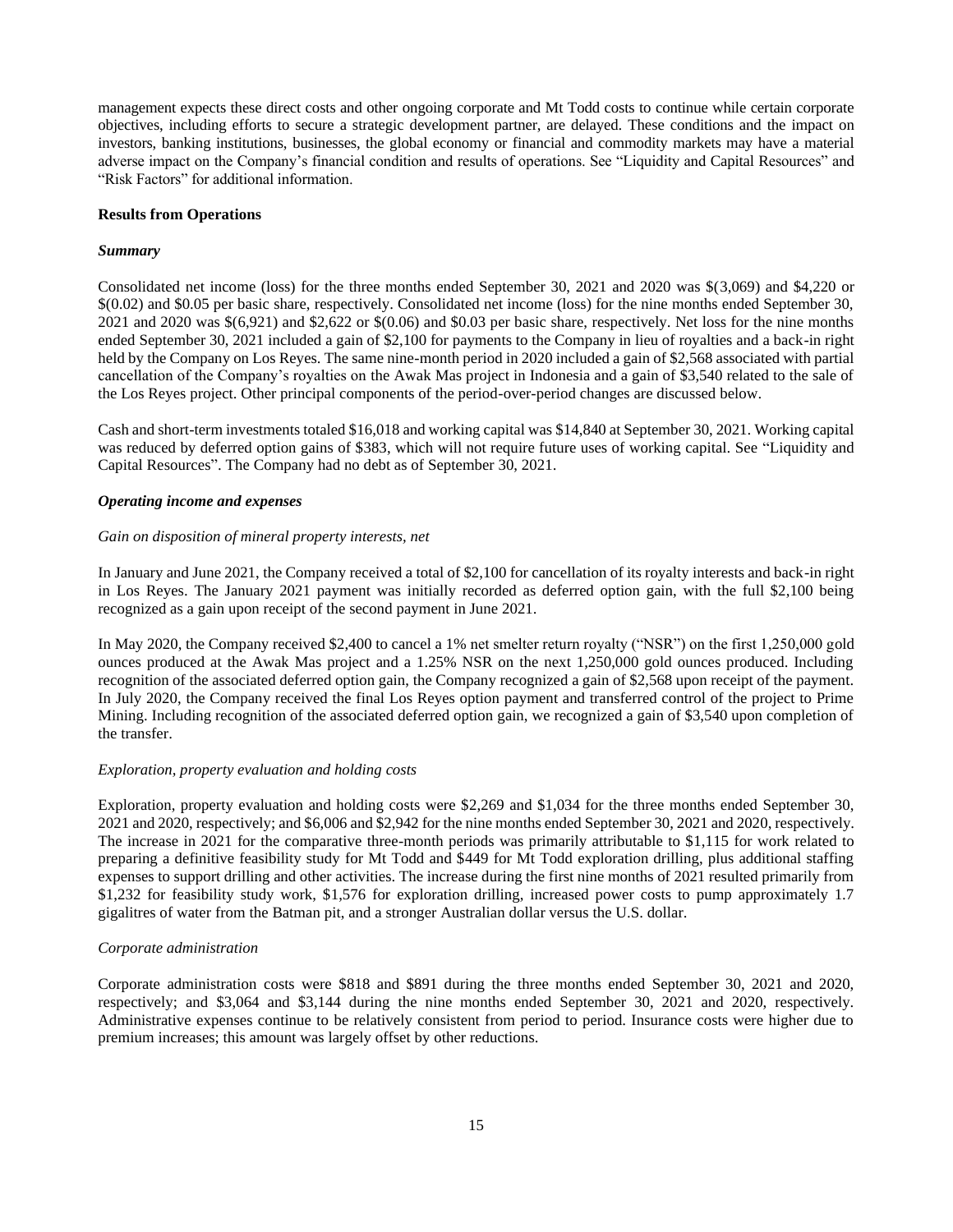management expects these direct costs and other ongoing corporate and Mt Todd costs to continue while certain corporate objectives, including efforts to secure a strategic development partner, are delayed. These conditions and the impact on investors, banking institutions, businesses, the global economy or financial and commodity markets may have a material adverse impact on the Company's financial condition and results of operations. See "Liquidity and Capital Resources" and "Risk Factors" for additional information.

**Results from Operations**

***Summary***

Consolidated net income (loss) for the three months ended September 30, 2021 and 2020 was $(3,069) and $4,220 or $(0.02) and $0.05 per basic share, respectively. Consolidated net income (loss) for the nine months ended September 30, 2021 and 2020 was $(6,921) and $2,622 or $(0.06) and $0.03 per basic share, respectively. Net loss for the nine months ended September 30, 2021 included a gain of $2,100 for payments to the Company in lieu of royalties and a back-in right held by the Company on Los Reyes. The same nine-month period in 2020 included a gain of $2,568 associated with partial cancellation of the Company's royalties on the Awak Mas project in Indonesia and a gain of $3,540 related to the sale of the Los Reyes project. Other principal components of the period-over-period changes are discussed below.

Cash and short-term investments totaled $16,018 and working capital was $14,840 at September 30, 2021. Working capital was reduced by deferred option gains of $383, which will not require future uses of working capital. See "Liquidity and Capital Resources". The Company had no debt as of September 30, 2021.

***Operating income and expenses***

*Gain on disposition of mineral property interests, net*

In January and June 2021, the Company received a total of $2,100 for cancellation of its royalty interests and back-in right in Los Reyes. The January 2021 payment was initially recorded as deferred option gain, with the full $2,100 being recognized as a gain upon receipt of the second payment in June 2021.

In May 2020, the Company received $2,400 to cancel a 1% net smelter return royalty ("NSR") on the first 1,250,000 gold ounces produced at the Awak Mas project and a 1.25% NSR on the next 1,250,000 gold ounces produced. Including recognition of the associated deferred option gain, the Company recognized a gain of $2,568 upon receipt of the payment. In July 2020, the Company received the final Los Reyes option payment and transferred control of the project to Prime Mining. Including recognition of the associated deferred option gain, we recognized a gain of $3,540 upon completion of the transfer.

*Exploration, property evaluation and holding costs*

Exploration, property evaluation and holding costs were $2,269 and $1,034 for the three months ended September 30, 2021 and 2020, respectively; and $6,006 and $2,942 for the nine months ended September 30, 2021 and 2020, respectively. The increase in 2021 for the comparative three-month periods was primarily attributable to $1,115 for work related to preparing a definitive feasibility study for Mt Todd and $449 for Mt Todd exploration drilling, plus additional staffing expenses to support drilling and other activities. The increase during the first nine months of 2021 resulted primarily from $1,232 for feasibility study work, $1,576 for exploration drilling, increased power costs to pump approximately 1.7 gigalitres of water from the Batman pit, and a stronger Australian dollar versus the U.S. dollar.

*Corporate administration*

Corporate administration costs were $818 and $891 during the three months ended September 30, 2021 and 2020, respectively; and $3,064 and $3,144 during the nine months ended September 30, 2021 and 2020, respectively. Administrative expenses continue to be relatively consistent from period to period. Insurance costs were higher due to premium increases; this amount was largely offset by other reductions.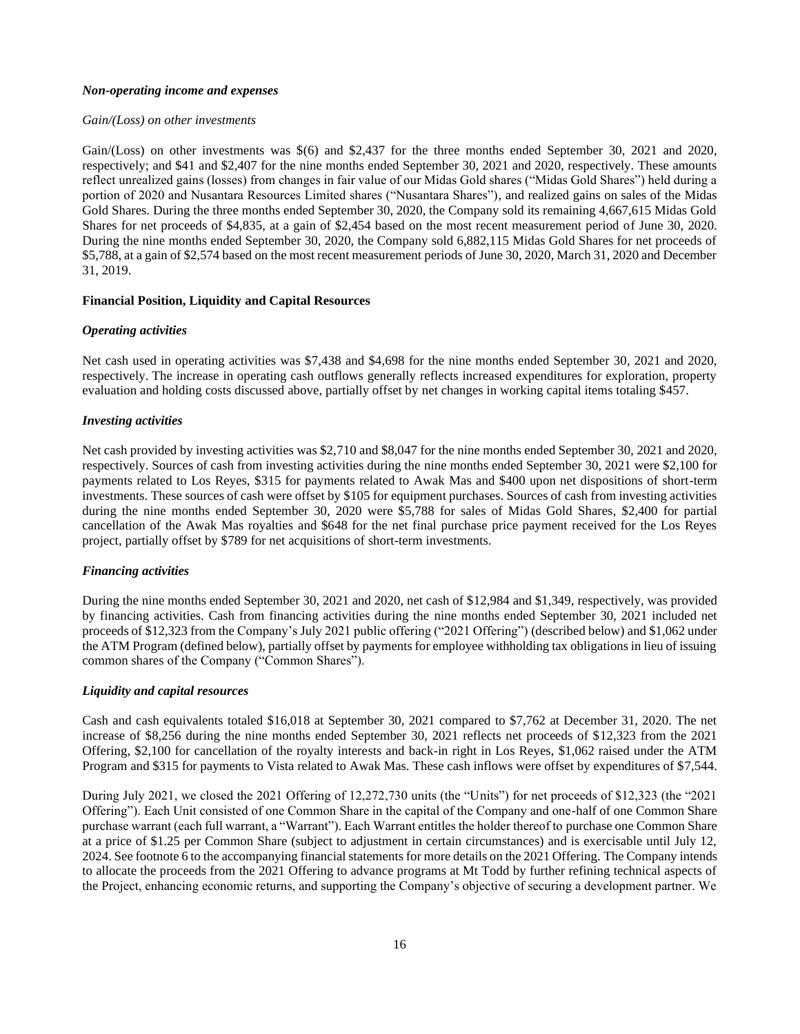### *Non-operating income and expenses*

*Gain/(Loss) on other investments*

Gain/(Loss) on other investments was $(6) and $2,437 for the three months ended September 30, 2021 and 2020, respectively; and $41 and $2,407 for the nine months ended September 30, 2021 and 2020, respectively. These amounts reflect unrealized gains (losses) from changes in fair value of our Midas Gold shares ("Midas Gold Shares") held during a portion of 2020 and Nusantara Resources Limited shares ("Nusantara Shares"), and realized gains on sales of the Midas Gold Shares. During the three months ended September 30, 2020, the Company sold its remaining 4,667,615 Midas Gold Shares for net proceeds of $4,835, at a gain of $2,454 based on the most recent measurement period of June 30, 2020. During the nine months ended September 30, 2020, the Company sold 6,882,115 Midas Gold Shares for net proceeds of $5,788, at a gain of $2,574 based on the most recent measurement periods of June 30, 2020, March 31, 2020 and December 31, 2019.

### Financial Position, Liquidity and Capital Resources

*Operating activities*

Net cash used in operating activities was $7,438 and $4,698 for the nine months ended September 30, 2021 and 2020, respectively. The increase in operating cash outflows generally reflects increased expenditures for exploration, property evaluation and holding costs discussed above, partially offset by net changes in working capital items totaling $457.

*Investing activities*

Net cash provided by investing activities was $2,710 and $8,047 for the nine months ended September 30, 2021 and 2020, respectively. Sources of cash from investing activities during the nine months ended September 30, 2021 were $2,100 for payments related to Los Reyes, $315 for payments related to Awak Mas and $400 upon net dispositions of short-term investments. These sources of cash were offset by $105 for equipment purchases. Sources of cash from investing activities during the nine months ended September 30, 2020 were $5,788 for sales of Midas Gold Shares, $2,400 for partial cancellation of the Awak Mas royalties and $648 for the net final purchase price payment received for the Los Reyes project, partially offset by $789 for net acquisitions of short-term investments.

*Financing activities*

During the nine months ended September 30, 2021 and 2020, net cash of $12,984 and $1,349, respectively, was provided by financing activities. Cash from financing activities during the nine months ended September 30, 2021 included net proceeds of $12,323 from the Company's July 2021 public offering ("2021 Offering") (described below) and $1,062 under the ATM Program (defined below), partially offset by payments for employee withholding tax obligations in lieu of issuing common shares of the Company ("Common Shares").

*Liquidity and capital resources*

Cash and cash equivalents totaled $16,018 at September 30, 2021 compared to $7,762 at December 31, 2020. The net increase of $8,256 during the nine months ended September 30, 2021 reflects net proceeds of $12,323 from the 2021 Offering, $2,100 for cancellation of the royalty interests and back-in right in Los Reyes, $1,062 raised under the ATM Program and $315 for payments to Vista related to Awak Mas. These cash inflows were offset by expenditures of $7,544.

During July 2021, we closed the 2021 Offering of 12,272,730 units (the "Units") for net proceeds of $12,323 (the "2021 Offering"). Each Unit consisted of one Common Share in the capital of the Company and one-half of one Common Share purchase warrant (each full warrant, a "Warrant"). Each Warrant entitles the holder thereof to purchase one Common Share at a price of $1.25 per Common Share (subject to adjustment in certain circumstances) and is exercisable until July 12, 2024. See footnote 6 to the accompanying financial statements for more details on the 2021 Offering. The Company intends to allocate the proceeds from the 2021 Offering to advance programs at Mt Todd by further refining technical aspects of the Project, enhancing economic returns, and supporting the Company's objective of securing a development partner. We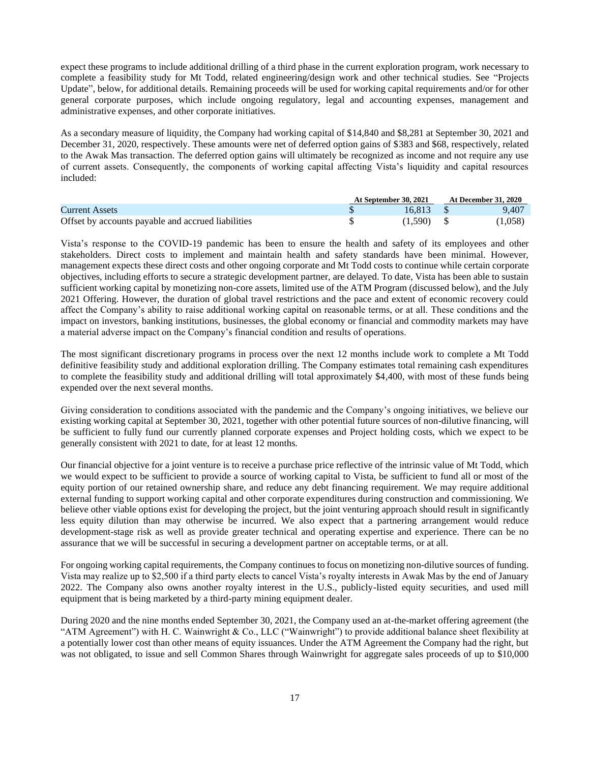expect these programs to include additional drilling of a third phase in the current exploration program, work necessary to complete a feasibility study for Mt Todd, related engineering/design work and other technical studies. See "Projects Update", below, for additional details. Remaining proceeds will be used for working capital requirements and/or for other general corporate purposes, which include ongoing regulatory, legal and accounting expenses, management and administrative expenses, and other corporate initiatives.

As a secondary measure of liquidity, the Company had working capital of $14,840 and $8,281 at September 30, 2021 and December 31, 2020, respectively. These amounts were net of deferred option gains of $383 and $68, respectively, related to the Awak Mas transaction. The deferred option gains will ultimately be recognized as income and not require any use of current assets. Consequently, the components of working capital affecting Vista's liquidity and capital resources included:

| | At September 30, 2021 | At December 31, 2020 |
|---|---|---|
| Current Assets | $ 16,813 | $ 9,407 |
| Offset by accounts payable and accrued liabilities | $ (1,590) | $ (1,058) |

Vista's response to the COVID-19 pandemic has been to ensure the health and safety of its employees and other stakeholders. Direct costs to implement and maintain health and safety standards have been minimal. However, management expects these direct costs and other ongoing corporate and Mt Todd costs to continue while certain corporate objectives, including efforts to secure a strategic development partner, are delayed. To date, Vista has been able to sustain sufficient working capital by monetizing non-core assets, limited use of the ATM Program (discussed below), and the July 2021 Offering. However, the duration of global travel restrictions and the pace and extent of economic recovery could affect the Company's ability to raise additional working capital on reasonable terms, or at all. These conditions and the impact on investors, banking institutions, businesses, the global economy or financial and commodity markets may have a material adverse impact on the Company's financial condition and results of operations.

The most significant discretionary programs in process over the next 12 months include work to complete a Mt Todd definitive feasibility study and additional exploration drilling. The Company estimates total remaining cash expenditures to complete the feasibility study and additional drilling will total approximately $4,400, with most of these funds being expended over the next several months.

Giving consideration to conditions associated with the pandemic and the Company's ongoing initiatives, we believe our existing working capital at September 30, 2021, together with other potential future sources of non-dilutive financing, will be sufficient to fully fund our currently planned corporate expenses and Project holding costs, which we expect to be generally consistent with 2021 to date, for at least 12 months.

Our financial objective for a joint venture is to receive a purchase price reflective of the intrinsic value of Mt Todd, which we would expect to be sufficient to provide a source of working capital to Vista, be sufficient to fund all or most of the equity portion of our retained ownership share, and reduce any debt financing requirement. We may require additional external funding to support working capital and other corporate expenditures during construction and commissioning. We believe other viable options exist for developing the project, but the joint venturing approach should result in significantly less equity dilution than may otherwise be incurred. We also expect that a partnering arrangement would reduce development-stage risk as well as provide greater technical and operating expertise and experience. There can be no assurance that we will be successful in securing a development partner on acceptable terms, or at all.

For ongoing working capital requirements, the Company continues to focus on monetizing non-dilutive sources of funding. Vista may realize up to $2,500 if a third party elects to cancel Vista's royalty interests in Awak Mas by the end of January 2022. The Company also owns another royalty interest in the U.S., publicly-listed equity securities, and used mill equipment that is being marketed by a third-party mining equipment dealer.

During 2020 and the nine months ended September 30, 2021, the Company used an at-the-market offering agreement (the "ATM Agreement") with H. C. Wainwright & Co., LLC ("Wainwright") to provide additional balance sheet flexibility at a potentially lower cost than other means of equity issuances. Under the ATM Agreement the Company had the right, but was not obligated, to issue and sell Common Shares through Wainwright for aggregate sales proceeds of up to $10,000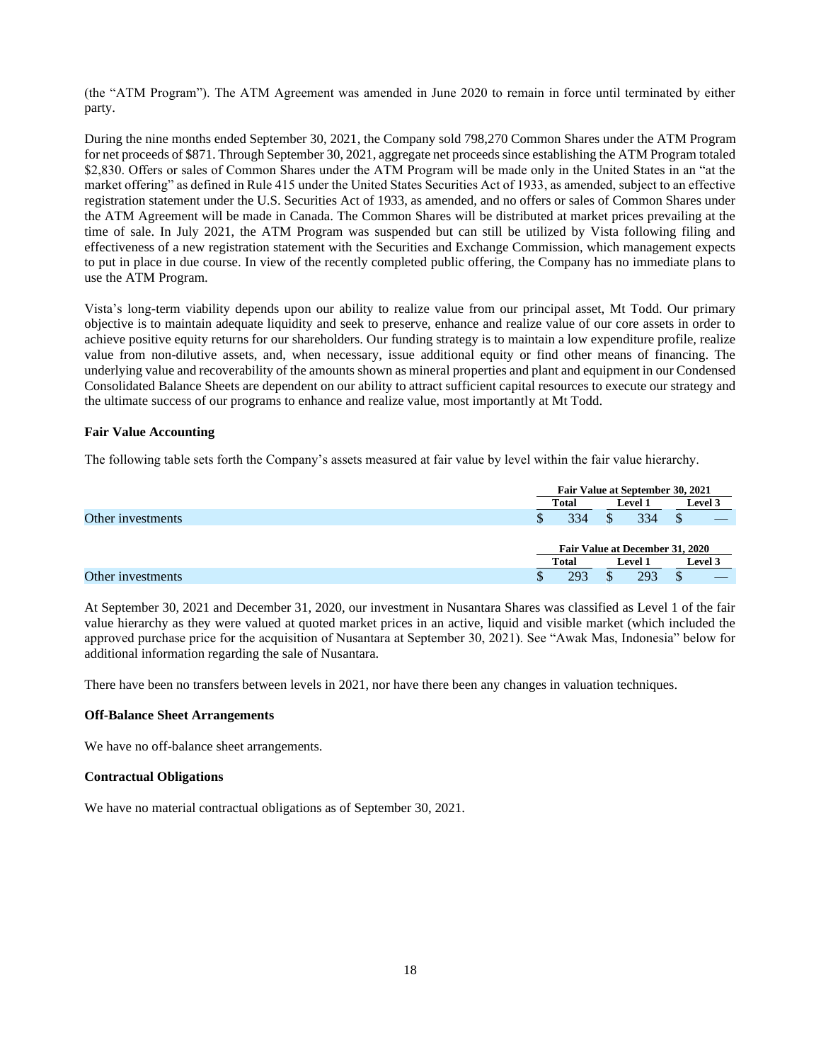(the "ATM Program"). The ATM Agreement was amended in June 2020 to remain in force until terminated by either party.

During the nine months ended September 30, 2021, the Company sold 798,270 Common Shares under the ATM Program for net proceeds of $871. Through September 30, 2021, aggregate net proceeds since establishing the ATM Program totaled $2,830. Offers or sales of Common Shares under the ATM Program will be made only in the United States in an "at the market offering" as defined in Rule 415 under the United States Securities Act of 1933, as amended, subject to an effective registration statement under the U.S. Securities Act of 1933, as amended, and no offers or sales of Common Shares under the ATM Agreement will be made in Canada. The Common Shares will be distributed at market prices prevailing at the time of sale. In July 2021, the ATM Program was suspended but can still be utilized by Vista following filing and effectiveness of a new registration statement with the Securities and Exchange Commission, which management expects to put in place in due course. In view of the recently completed public offering, the Company has no immediate plans to use the ATM Program.

Vista's long-term viability depends upon our ability to realize value from our principal asset, Mt Todd. Our primary objective is to maintain adequate liquidity and seek to preserve, enhance and realize value of our core assets in order to achieve positive equity returns for our shareholders. Our funding strategy is to maintain a low expenditure profile, realize value from non-dilutive assets, and, when necessary, issue additional equity or find other means of financing. The underlying value and recoverability of the amounts shown as mineral properties and plant and equipment in our Condensed Consolidated Balance Sheets are dependent on our ability to attract sufficient capital resources to execute our strategy and the ultimate success of our programs to enhance and realize value, most importantly at Mt Todd.

**Fair Value Accounting**

The following table sets forth the Company's assets measured at fair value by level within the fair value hierarchy.

| | Fair Value at September 30, 2021 | | |
|---|---|---|---|
| | Total | Level 1 | Level 3 |
| Other investments | $ 334 | $ 334 | $ — |

| | Fair Value at December 31, 2020 | | |
|---|---|---|---|
| | Total | Level 1 | Level 3 |
| Other investments | $ 293 | $ 293 | $ — |

At September 30, 2021 and December 31, 2020, our investment in Nusantara Shares was classified as Level 1 of the fair value hierarchy as they were valued at quoted market prices in an active, liquid and visible market (which included the approved purchase price for the acquisition of Nusantara at September 30, 2021). See "Awak Mas, Indonesia" below for additional information regarding the sale of Nusantara.

There have been no transfers between levels in 2021, nor have there been any changes in valuation techniques.

**Off-Balance Sheet Arrangements**

We have no off-balance sheet arrangements.

**Contractual Obligations**

We have no material contractual obligations as of September 30, 2021.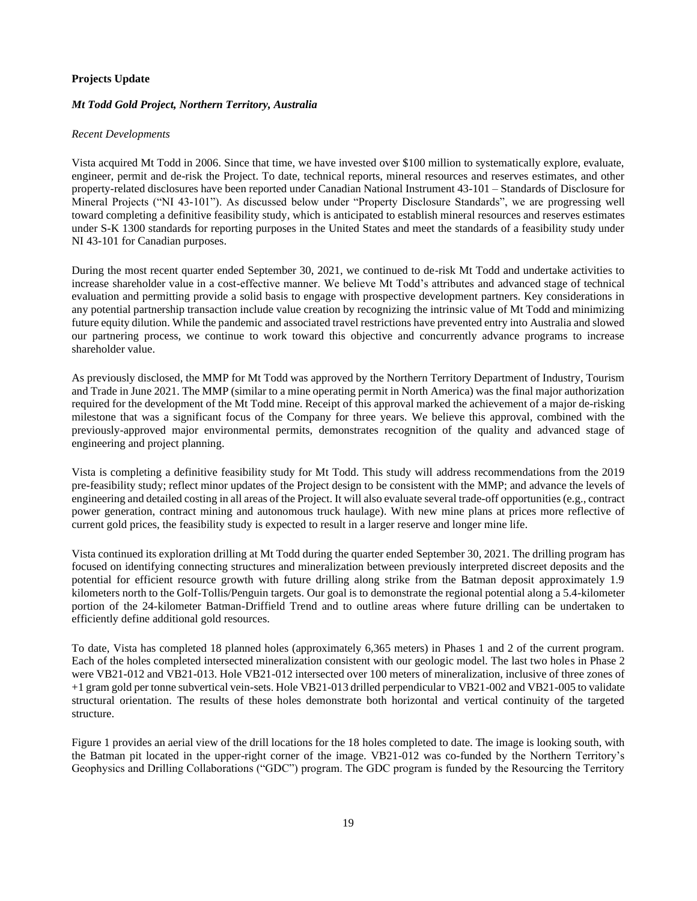**Projects Update**

***Mt Todd Gold Project, Northern Territory, Australia***

*Recent Developments*

Vista acquired Mt Todd in 2006. Since that time, we have invested over $100 million to systematically explore, evaluate, engineer, permit and de-risk the Project. To date, technical reports, mineral resources and reserves estimates, and other property-related disclosures have been reported under Canadian National Instrument 43-101 – Standards of Disclosure for Mineral Projects ("NI 43-101"). As discussed below under "Property Disclosure Standards", we are progressing well toward completing a definitive feasibility study, which is anticipated to establish mineral resources and reserves estimates under S-K 1300 standards for reporting purposes in the United States and meet the standards of a feasibility study under NI 43-101 for Canadian purposes.

During the most recent quarter ended September 30, 2021, we continued to de-risk Mt Todd and undertake activities to increase shareholder value in a cost-effective manner. We believe Mt Todd's attributes and advanced stage of technical evaluation and permitting provide a solid basis to engage with prospective development partners. Key considerations in any potential partnership transaction include value creation by recognizing the intrinsic value of Mt Todd and minimizing future equity dilution. While the pandemic and associated travel restrictions have prevented entry into Australia and slowed our partnering process, we continue to work toward this objective and concurrently advance programs to increase shareholder value.

As previously disclosed, the MMP for Mt Todd was approved by the Northern Territory Department of Industry, Tourism and Trade in June 2021. The MMP (similar to a mine operating permit in North America) was the final major authorization required for the development of the Mt Todd mine. Receipt of this approval marked the achievement of a major de-risking milestone that was a significant focus of the Company for three years. We believe this approval, combined with the previously-approved major environmental permits, demonstrates recognition of the quality and advanced stage of engineering and project planning.

Vista is completing a definitive feasibility study for Mt Todd. This study will address recommendations from the 2019 pre-feasibility study; reflect minor updates of the Project design to be consistent with the MMP; and advance the levels of engineering and detailed costing in all areas of the Project. It will also evaluate several trade-off opportunities (e.g., contract power generation, contract mining and autonomous truck haulage). With new mine plans at prices more reflective of current gold prices, the feasibility study is expected to result in a larger reserve and longer mine life.

Vista continued its exploration drilling at Mt Todd during the quarter ended September 30, 2021. The drilling program has focused on identifying connecting structures and mineralization between previously interpreted discreet deposits and the potential for efficient resource growth with future drilling along strike from the Batman deposit approximately 1.9 kilometers north to the Golf-Tollis/Penguin targets. Our goal is to demonstrate the regional potential along a 5.4-kilometer portion of the 24-kilometer Batman-Driffield Trend and to outline areas where future drilling can be undertaken to efficiently define additional gold resources.

To date, Vista has completed 18 planned holes (approximately 6,365 meters) in Phases 1 and 2 of the current program. Each of the holes completed intersected mineralization consistent with our geologic model. The last two holes in Phase 2 were VB21-012 and VB21-013. Hole VB21-012 intersected over 100 meters of mineralization, inclusive of three zones of +1 gram gold per tonne subvertical vein-sets. Hole VB21-013 drilled perpendicular to VB21-002 and VB21-005 to validate structural orientation. The results of these holes demonstrate both horizontal and vertical continuity of the targeted structure.

Figure 1 provides an aerial view of the drill locations for the 18 holes completed to date. The image is looking south, with the Batman pit located in the upper-right corner of the image. VB21-012 was co-funded by the Northern Territory's Geophysics and Drilling Collaborations ("GDC") program. The GDC program is funded by the Resourcing the Territory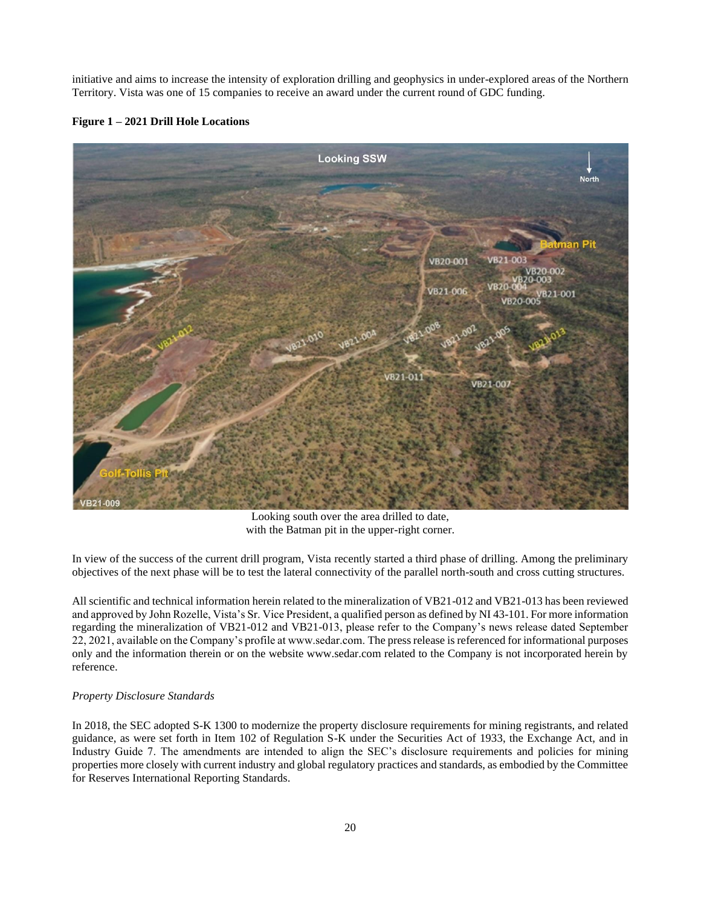initiative and aims to increase the intensity of exploration drilling and geophysics in under-explored areas of the Northern Territory. Vista was one of 15 companies to receive an award under the current round of GDC funding.

**Figure 1 – 2021 Drill Hole Locations**

Looking south over the area drilled to date,
with the Batman pit in the upper-right corner.

In view of the success of the current drill program, Vista recently started a third phase of drilling. Among the preliminary objectives of the next phase will be to test the lateral connectivity of the parallel north-south and cross cutting structures.

All scientific and technical information herein related to the mineralization of VB21-012 and VB21-013 has been reviewed and approved by John Rozelle, Vista's Sr. Vice President, a qualified person as defined by NI 43-101. For more information regarding the mineralization of VB21-012 and VB21-013, please refer to the Company's news release dated September 22, 2021, available on the Company's profile at www.sedar.com. The press release is referenced for informational purposes only and the information therein or on the website www.sedar.com related to the Company is not incorporated herein by reference.

*Property Disclosure Standards*

In 2018, the SEC adopted S-K 1300 to modernize the property disclosure requirements for mining registrants, and related guidance, as were set forth in Item 102 of Regulation S-K under the Securities Act of 1933, the Exchange Act, and in Industry Guide 7. The amendments are intended to align the SEC's disclosure requirements and policies for mining properties more closely with current industry and global regulatory practices and standards, as embodied by the Committee for Reserves International Reporting Standards.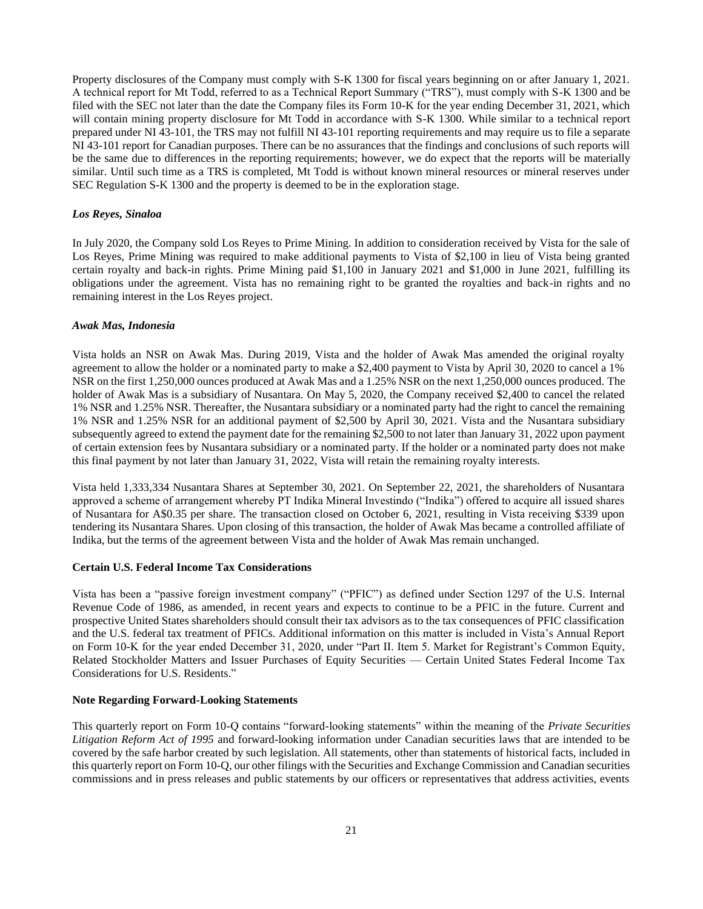Property disclosures of the Company must comply with S-K 1300 for fiscal years beginning on or after January 1, 2021. A technical report for Mt Todd, referred to as a Technical Report Summary ("TRS"), must comply with S-K 1300 and be filed with the SEC not later than the date the Company files its Form 10-K for the year ending December 31, 2021, which will contain mining property disclosure for Mt Todd in accordance with S-K 1300. While similar to a technical report prepared under NI 43-101, the TRS may not fulfill NI 43-101 reporting requirements and may require us to file a separate NI 43-101 report for Canadian purposes. There can be no assurances that the findings and conclusions of such reports will be the same due to differences in the reporting requirements; however, we do expect that the reports will be materially similar. Until such time as a TRS is completed, Mt Todd is without known mineral resources or mineral reserves under SEC Regulation S-K 1300 and the property is deemed to be in the exploration stage.

***Los Reyes, Sinaloa***

In July 2020, the Company sold Los Reyes to Prime Mining. In addition to consideration received by Vista for the sale of Los Reyes, Prime Mining was required to make additional payments to Vista of $2,100 in lieu of Vista being granted certain royalty and back-in rights. Prime Mining paid $1,100 in January 2021 and $1,000 in June 2021, fulfilling its obligations under the agreement. Vista has no remaining right to be granted the royalties and back-in rights and no remaining interest in the Los Reyes project.

***Awak Mas, Indonesia***

Vista holds an NSR on Awak Mas. During 2019, Vista and the holder of Awak Mas amended the original royalty agreement to allow the holder or a nominated party to make a $2,400 payment to Vista by April 30, 2020 to cancel a 1% NSR on the first 1,250,000 ounces produced at Awak Mas and a 1.25% NSR on the next 1,250,000 ounces produced. The holder of Awak Mas is a subsidiary of Nusantara. On May 5, 2020, the Company received $2,400 to cancel the related 1% NSR and 1.25% NSR. Thereafter, the Nusantara subsidiary or a nominated party had the right to cancel the remaining 1% NSR and 1.25% NSR for an additional payment of $2,500 by April 30, 2021. Vista and the Nusantara subsidiary subsequently agreed to extend the payment date for the remaining $2,500 to not later than January 31, 2022 upon payment of certain extension fees by Nusantara subsidiary or a nominated party. If the holder or a nominated party does not make this final payment by not later than January 31, 2022, Vista will retain the remaining royalty interests.

Vista held 1,333,334 Nusantara Shares at September 30, 2021. On September 22, 2021, the shareholders of Nusantara approved a scheme of arrangement whereby PT Indika Mineral Investindo ("Indika") offered to acquire all issued shares of Nusantara for A$0.35 per share. The transaction closed on October 6, 2021, resulting in Vista receiving $339 upon tendering its Nusantara Shares. Upon closing of this transaction, the holder of Awak Mas became a controlled affiliate of Indika, but the terms of the agreement between Vista and the holder of Awak Mas remain unchanged.

**Certain U.S. Federal Income Tax Considerations**

Vista has been a "passive foreign investment company" ("PFIC") as defined under Section 1297 of the U.S. Internal Revenue Code of 1986, as amended, in recent years and expects to continue to be a PFIC in the future. Current and prospective United States shareholders should consult their tax advisors as to the tax consequences of PFIC classification and the U.S. federal tax treatment of PFICs. Additional information on this matter is included in Vista's Annual Report on Form 10-K for the year ended December 31, 2020, under "Part II. Item 5. Market for Registrant's Common Equity, Related Stockholder Matters and Issuer Purchases of Equity Securities — Certain United States Federal Income Tax Considerations for U.S. Residents."

**Note Regarding Forward-Looking Statements**

This quarterly report on Form 10-Q contains "forward-looking statements" within the meaning of the *Private Securities Litigation Reform Act of 1995* and forward-looking information under Canadian securities laws that are intended to be covered by the safe harbor created by such legislation. All statements, other than statements of historical facts, included in this quarterly report on Form 10-Q, our other filings with the Securities and Exchange Commission and Canadian securities commissions and in press releases and public statements by our officers or representatives that address activities, events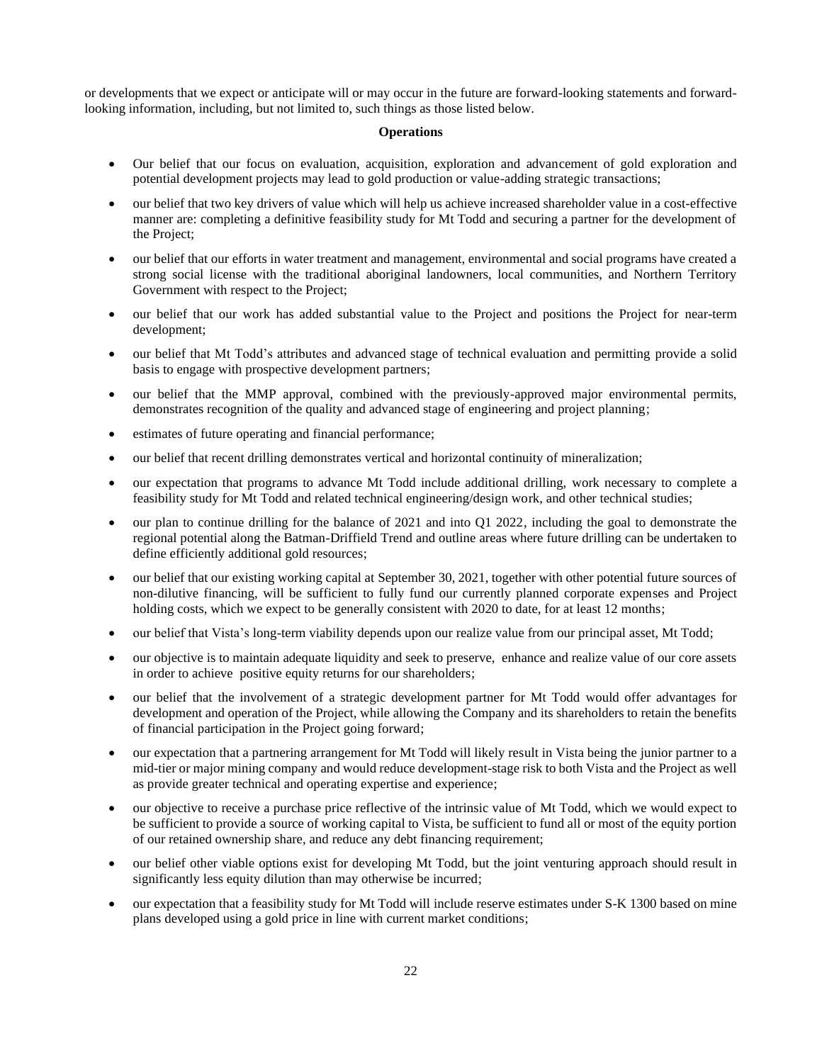or developments that we expect or anticipate will or may occur in the future are forward-looking statements and forward-looking information, including, but not limited to, such things as those listed below.

**Operations**

- Our belief that our focus on evaluation, acquisition, exploration and advancement of gold exploration and potential development projects may lead to gold production or value-adding strategic transactions;
- our belief that two key drivers of value which will help us achieve increased shareholder value in a cost-effective manner are: completing a definitive feasibility study for Mt Todd and securing a partner for the development of the Project;
- our belief that our efforts in water treatment and management, environmental and social programs have created a strong social license with the traditional aboriginal landowners, local communities, and Northern Territory Government with respect to the Project;
- our belief that our work has added substantial value to the Project and positions the Project for near-term development;
- our belief that Mt Todd's attributes and advanced stage of technical evaluation and permitting provide a solid basis to engage with prospective development partners;
- our belief that the MMP approval, combined with the previously-approved major environmental permits, demonstrates recognition of the quality and advanced stage of engineering and project planning;
- estimates of future operating and financial performance;
- our belief that recent drilling demonstrates vertical and horizontal continuity of mineralization;
- our expectation that programs to advance Mt Todd include additional drilling, work necessary to complete a feasibility study for Mt Todd and related technical engineering/design work, and other technical studies;
- our plan to continue drilling for the balance of 2021 and into Q1 2022, including the goal to demonstrate the regional potential along the Batman-Driffield Trend and outline areas where future drilling can be undertaken to define efficiently additional gold resources;
- our belief that our existing working capital at September 30, 2021, together with other potential future sources of non-dilutive financing, will be sufficient to fully fund our currently planned corporate expenses and Project holding costs, which we expect to be generally consistent with 2020 to date, for at least 12 months;
- our belief that Vista's long-term viability depends upon our realize value from our principal asset, Mt Todd;
- our objective is to maintain adequate liquidity and seek to preserve, enhance and realize value of our core assets in order to achieve positive equity returns for our shareholders;
- our belief that the involvement of a strategic development partner for Mt Todd would offer advantages for development and operation of the Project, while allowing the Company and its shareholders to retain the benefits of financial participation in the Project going forward;
- our expectation that a partnering arrangement for Mt Todd will likely result in Vista being the junior partner to a mid-tier or major mining company and would reduce development-stage risk to both Vista and the Project as well as provide greater technical and operating expertise and experience;
- our objective to receive a purchase price reflective of the intrinsic value of Mt Todd, which we would expect to be sufficient to provide a source of working capital to Vista, be sufficient to fund all or most of the equity portion of our retained ownership share, and reduce any debt financing requirement;
- our belief other viable options exist for developing Mt Todd, but the joint venturing approach should result in significantly less equity dilution than may otherwise be incurred;
- our expectation that a feasibility study for Mt Todd will include reserve estimates under S-K 1300 based on mine plans developed using a gold price in line with current market conditions;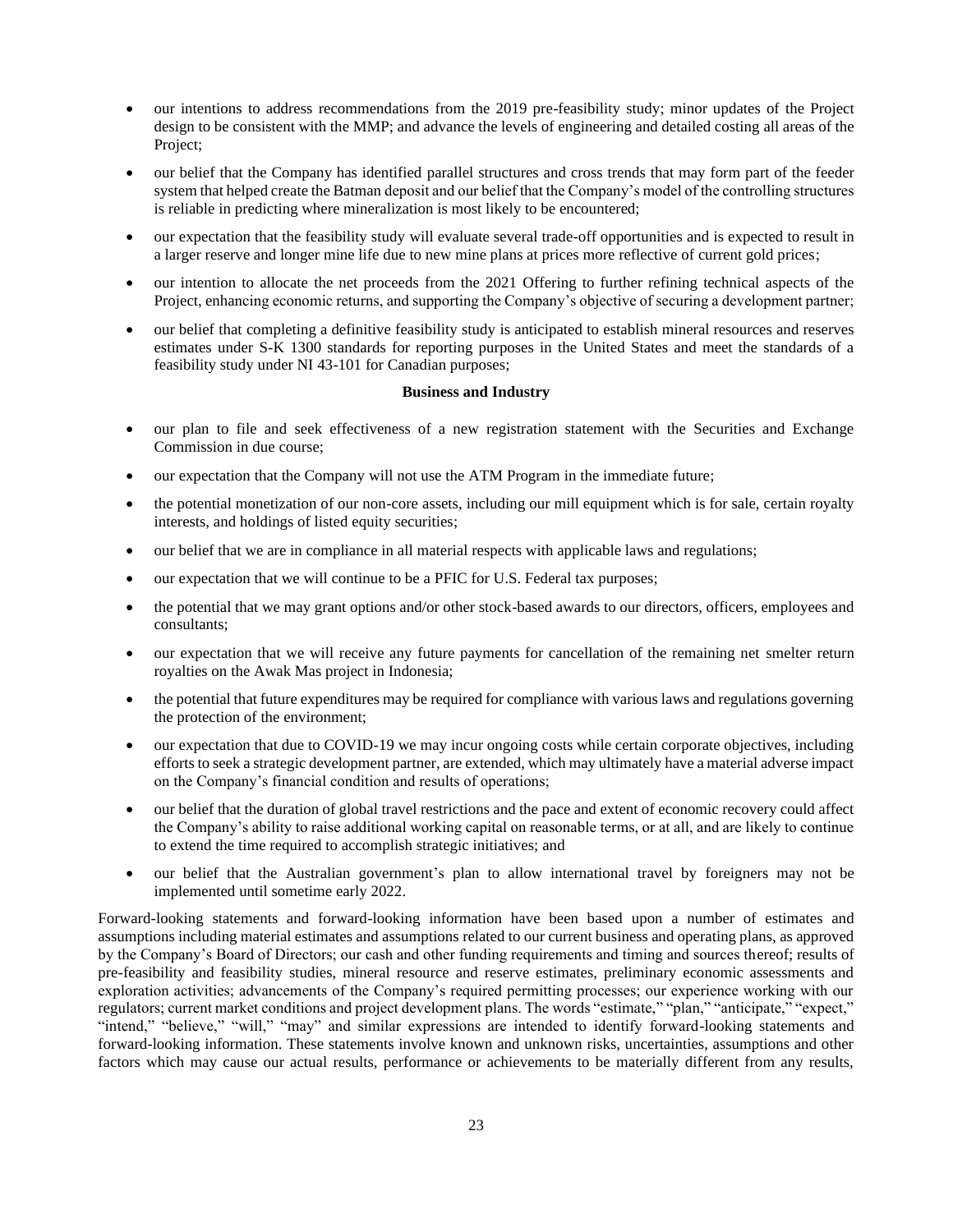- our intentions to address recommendations from the 2019 pre-feasibility study; minor updates of the Project design to be consistent with the MMP; and advance the levels of engineering and detailed costing all areas of the Project;
- our belief that the Company has identified parallel structures and cross trends that may form part of the feeder system that helped create the Batman deposit and our belief that the Company's model of the controlling structures is reliable in predicting where mineralization is most likely to be encountered;
- our expectation that the feasibility study will evaluate several trade-off opportunities and is expected to result in a larger reserve and longer mine life due to new mine plans at prices more reflective of current gold prices;
- our intention to allocate the net proceeds from the 2021 Offering to further refining technical aspects of the Project, enhancing economic returns, and supporting the Company's objective of securing a development partner;
- our belief that completing a definitive feasibility study is anticipated to establish mineral resources and reserves estimates under S-K 1300 standards for reporting purposes in the United States and meet the standards of a feasibility study under NI 43-101 for Canadian purposes;

**Business and Industry**

- our plan to file and seek effectiveness of a new registration statement with the Securities and Exchange Commission in due course;
- our expectation that the Company will not use the ATM Program in the immediate future;
- the potential monetization of our non-core assets, including our mill equipment which is for sale, certain royalty interests, and holdings of listed equity securities;
- our belief that we are in compliance in all material respects with applicable laws and regulations;
- our expectation that we will continue to be a PFIC for U.S. Federal tax purposes;
- the potential that we may grant options and/or other stock-based awards to our directors, officers, employees and consultants;
- our expectation that we will receive any future payments for cancellation of the remaining net smelter return royalties on the Awak Mas project in Indonesia;
- the potential that future expenditures may be required for compliance with various laws and regulations governing the protection of the environment;
- our expectation that due to COVID-19 we may incur ongoing costs while certain corporate objectives, including efforts to seek a strategic development partner, are extended, which may ultimately have a material adverse impact on the Company's financial condition and results of operations;
- our belief that the duration of global travel restrictions and the pace and extent of economic recovery could affect the Company's ability to raise additional working capital on reasonable terms, or at all, and are likely to continue to extend the time required to accomplish strategic initiatives; and
- our belief that the Australian government's plan to allow international travel by foreigners may not be implemented until sometime early 2022.

Forward-looking statements and forward-looking information have been based upon a number of estimates and assumptions including material estimates and assumptions related to our current business and operating plans, as approved by the Company's Board of Directors; our cash and other funding requirements and timing and sources thereof; results of pre-feasibility and feasibility studies, mineral resource and reserve estimates, preliminary economic assessments and exploration activities; advancements of the Company's required permitting processes; our experience working with our regulators; current market conditions and project development plans. The words "estimate," "plan," "anticipate," "expect," "intend," "believe," "will," "may" and similar expressions are intended to identify forward-looking statements and forward-looking information. These statements involve known and unknown risks, uncertainties, assumptions and other factors which may cause our actual results, performance or achievements to be materially different from any results,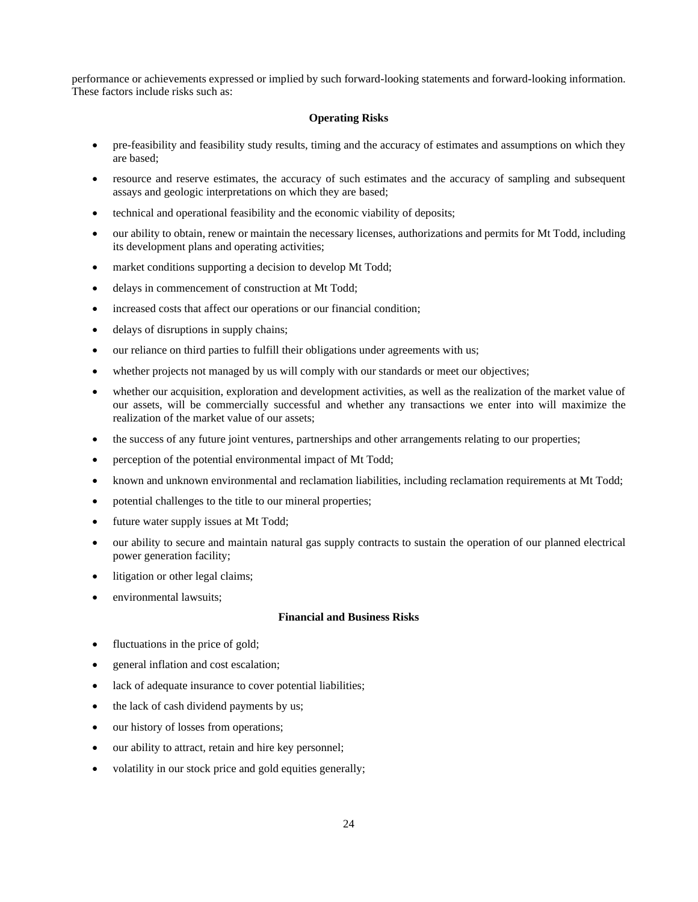performance or achievements expressed or implied by such forward-looking statements and forward-looking information. These factors include risks such as:

**Operating Risks**

- pre-feasibility and feasibility study results, timing and the accuracy of estimates and assumptions on which they are based;
- resource and reserve estimates, the accuracy of such estimates and the accuracy of sampling and subsequent assays and geologic interpretations on which they are based;
- technical and operational feasibility and the economic viability of deposits;
- our ability to obtain, renew or maintain the necessary licenses, authorizations and permits for Mt Todd, including its development plans and operating activities;
- market conditions supporting a decision to develop Mt Todd;
- delays in commencement of construction at Mt Todd;
- increased costs that affect our operations or our financial condition;
- delays of disruptions in supply chains;
- our reliance on third parties to fulfill their obligations under agreements with us;
- whether projects not managed by us will comply with our standards or meet our objectives;
- whether our acquisition, exploration and development activities, as well as the realization of the market value of our assets, will be commercially successful and whether any transactions we enter into will maximize the realization of the market value of our assets;
- the success of any future joint ventures, partnerships and other arrangements relating to our properties;
- perception of the potential environmental impact of Mt Todd;
- known and unknown environmental and reclamation liabilities, including reclamation requirements at Mt Todd;
- potential challenges to the title to our mineral properties;
- future water supply issues at Mt Todd;
- our ability to secure and maintain natural gas supply contracts to sustain the operation of our planned electrical power generation facility;
- litigation or other legal claims;
- environmental lawsuits;

**Financial and Business Risks**

- fluctuations in the price of gold;
- general inflation and cost escalation;
- lack of adequate insurance to cover potential liabilities;
- the lack of cash dividend payments by us;
- our history of losses from operations;
- our ability to attract, retain and hire key personnel;
- volatility in our stock price and gold equities generally;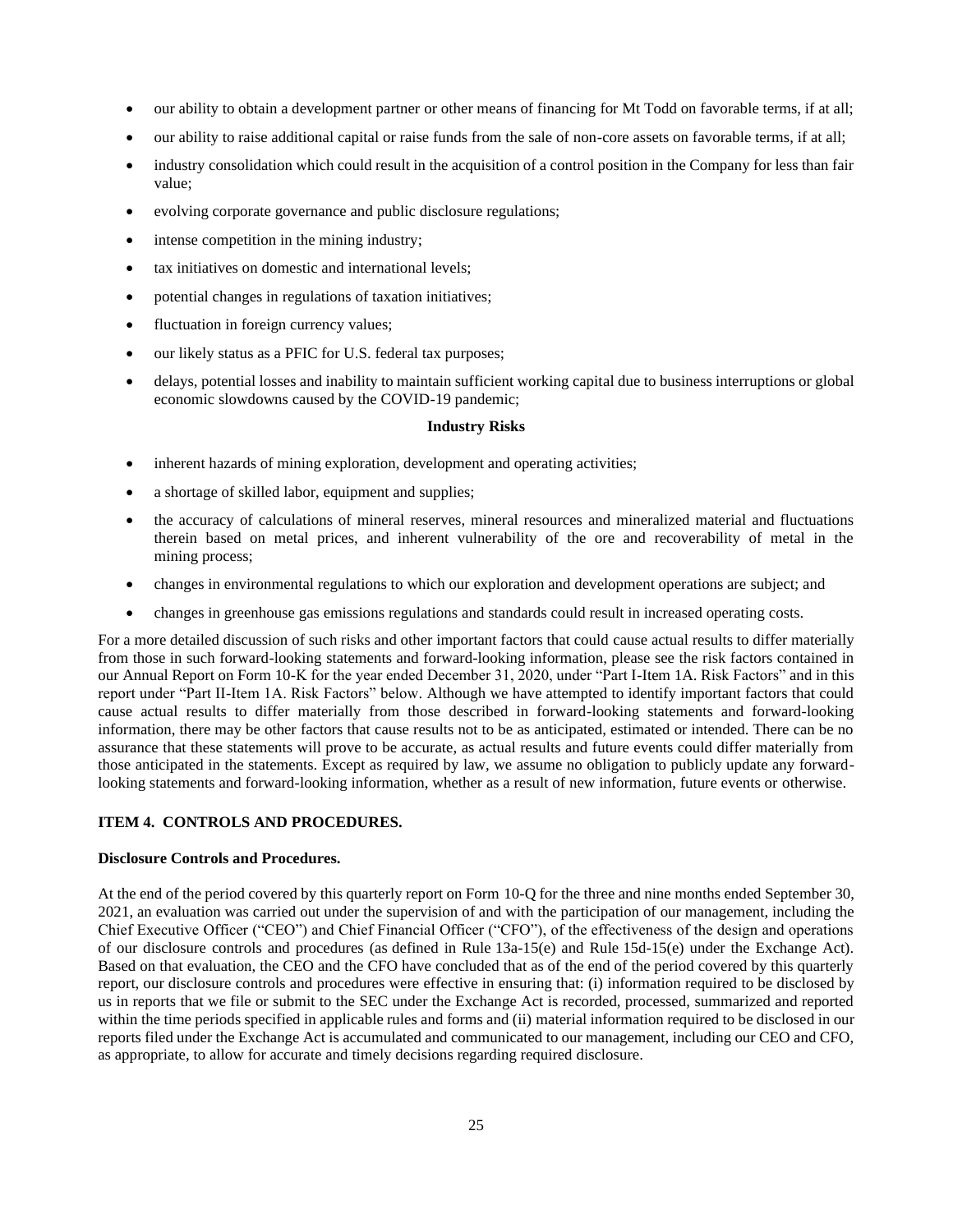- our ability to obtain a development partner or other means of financing for Mt Todd on favorable terms, if at all;
- our ability to raise additional capital or raise funds from the sale of non-core assets on favorable terms, if at all;
- industry consolidation which could result in the acquisition of a control position in the Company for less than fair value;
- evolving corporate governance and public disclosure regulations;
- intense competition in the mining industry;
- tax initiatives on domestic and international levels;
- potential changes in regulations of taxation initiatives;
- fluctuation in foreign currency values;
- our likely status as a PFIC for U.S. federal tax purposes;
- delays, potential losses and inability to maintain sufficient working capital due to business interruptions or global economic slowdowns caused by the COVID-19 pandemic;

**Industry Risks**

- inherent hazards of mining exploration, development and operating activities;
- a shortage of skilled labor, equipment and supplies;
- the accuracy of calculations of mineral reserves, mineral resources and mineralized material and fluctuations therein based on metal prices, and inherent vulnerability of the ore and recoverability of metal in the mining process;
- changes in environmental regulations to which our exploration and development operations are subject; and
- changes in greenhouse gas emissions regulations and standards could result in increased operating costs.

For a more detailed discussion of such risks and other important factors that could cause actual results to differ materially from those in such forward-looking statements and forward-looking information, please see the risk factors contained in our Annual Report on Form 10-K for the year ended December 31, 2020, under "Part I-Item 1A. Risk Factors" and in this report under "Part II-Item 1A. Risk Factors" below. Although we have attempted to identify important factors that could cause actual results to differ materially from those described in forward-looking statements and forward-looking information, there may be other factors that cause results not to be as anticipated, estimated or intended. There can be no assurance that these statements will prove to be accurate, as actual results and future events could differ materially from those anticipated in the statements. Except as required by law, we assume no obligation to publicly update any forward-looking statements and forward-looking information, whether as a result of new information, future events or otherwise.

## ITEM 4. CONTROLS AND PROCEDURES.

**Disclosure Controls and Procedures.**

At the end of the period covered by this quarterly report on Form 10-Q for the three and nine months ended September 30, 2021, an evaluation was carried out under the supervision of and with the participation of our management, including the Chief Executive Officer ("CEO") and Chief Financial Officer ("CFO"), of the effectiveness of the design and operations of our disclosure controls and procedures (as defined in Rule 13a-15(e) and Rule 15d-15(e) under the Exchange Act). Based on that evaluation, the CEO and the CFO have concluded that as of the end of the period covered by this quarterly report, our disclosure controls and procedures were effective in ensuring that: (i) information required to be disclosed by us in reports that we file or submit to the SEC under the Exchange Act is recorded, processed, summarized and reported within the time periods specified in applicable rules and forms and (ii) material information required to be disclosed in our reports filed under the Exchange Act is accumulated and communicated to our management, including our CEO and CFO, as appropriate, to allow for accurate and timely decisions regarding required disclosure.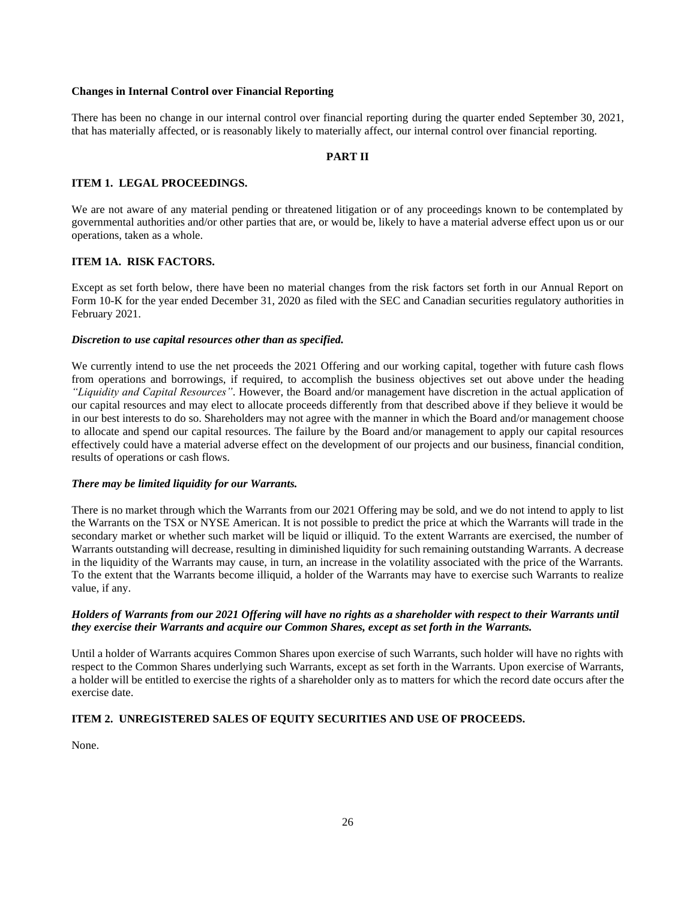**Changes in Internal Control over Financial Reporting**

There has been no change in our internal control over financial reporting during the quarter ended September 30, 2021, that has materially affected, or is reasonably likely to materially affect, our internal control over financial reporting.

## PART II

### ITEM 1. LEGAL PROCEEDINGS.

We are not aware of any material pending or threatened litigation or of any proceedings known to be contemplated by governmental authorities and/or other parties that are, or would be, likely to have a material adverse effect upon us or our operations, taken as a whole.

### ITEM 1A. RISK FACTORS.

Except as set forth below, there have been no material changes from the risk factors set forth in our Annual Report on Form 10-K for the year ended December 31, 2020 as filed with the SEC and Canadian securities regulatory authorities in February 2021.

***Discretion to use capital resources other than as specified.***

We currently intend to use the net proceeds the 2021 Offering and our working capital, together with future cash flows from operations and borrowings, if required, to accomplish the business objectives set out above under the heading *"Liquidity and Capital Resources"*. However, the Board and/or management have discretion in the actual application of our capital resources and may elect to allocate proceeds differently from that described above if they believe it would be in our best interests to do so. Shareholders may not agree with the manner in which the Board and/or management choose to allocate and spend our capital resources. The failure by the Board and/or management to apply our capital resources effectively could have a material adverse effect on the development of our projects and our business, financial condition, results of operations or cash flows.

***There may be limited liquidity for our Warrants.***

There is no market through which the Warrants from our 2021 Offering may be sold, and we do not intend to apply to list the Warrants on the TSX or NYSE American. It is not possible to predict the price at which the Warrants will trade in the secondary market or whether such market will be liquid or illiquid. To the extent Warrants are exercised, the number of Warrants outstanding will decrease, resulting in diminished liquidity for such remaining outstanding Warrants. A decrease in the liquidity of the Warrants may cause, in turn, an increase in the volatility associated with the price of the Warrants. To the extent that the Warrants become illiquid, a holder of the Warrants may have to exercise such Warrants to realize value, if any.

***Holders of Warrants from our 2021 Offering will have no rights as a shareholder with respect to their Warrants until they exercise their Warrants and acquire our Common Shares, except as set forth in the Warrants.***

Until a holder of Warrants acquires Common Shares upon exercise of such Warrants, such holder will have no rights with respect to the Common Shares underlying such Warrants, except as set forth in the Warrants. Upon exercise of Warrants, a holder will be entitled to exercise the rights of a shareholder only as to matters for which the record date occurs after the exercise date.

### ITEM 2. UNREGISTERED SALES OF EQUITY SECURITIES AND USE OF PROCEEDS.

None.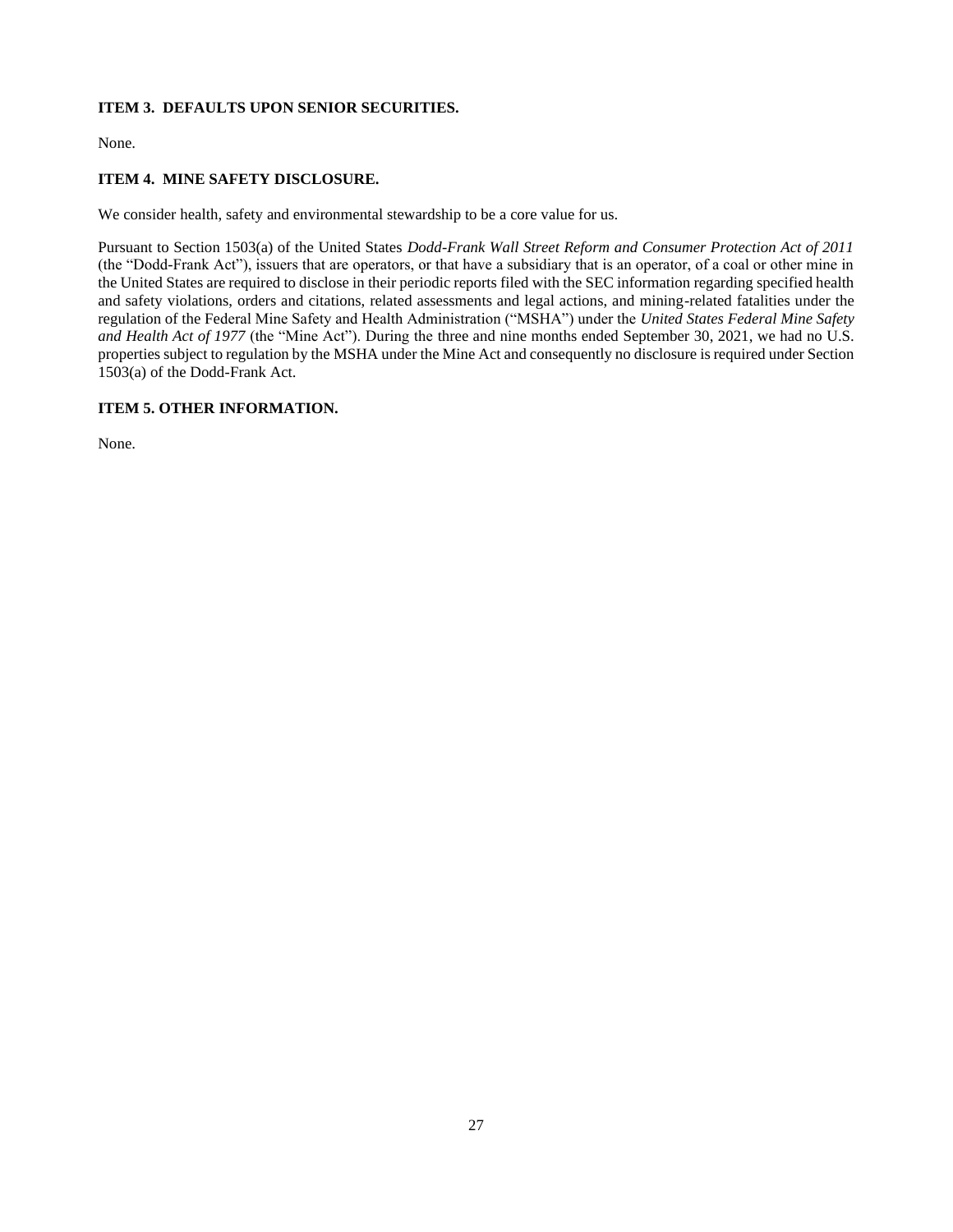### ITEM 3. DEFAULTS UPON SENIOR SECURITIES.

None.

### ITEM 4. MINE SAFETY DISCLOSURE.

We consider health, safety and environmental stewardship to be a core value for us.

Pursuant to Section 1503(a) of the United States *Dodd-Frank Wall Street Reform and Consumer Protection Act of 2011* (the "Dodd-Frank Act"), issuers that are operators, or that have a subsidiary that is an operator, of a coal or other mine in the United States are required to disclose in their periodic reports filed with the SEC information regarding specified health and safety violations, orders and citations, related assessments and legal actions, and mining-related fatalities under the regulation of the Federal Mine Safety and Health Administration ("MSHA") under the *United States Federal Mine Safety and Health Act of 1977* (the "Mine Act"). During the three and nine months ended September 30, 2021, we had no U.S. properties subject to regulation by the MSHA under the Mine Act and consequently no disclosure is required under Section 1503(a) of the Dodd-Frank Act.

### ITEM 5. OTHER INFORMATION.

None.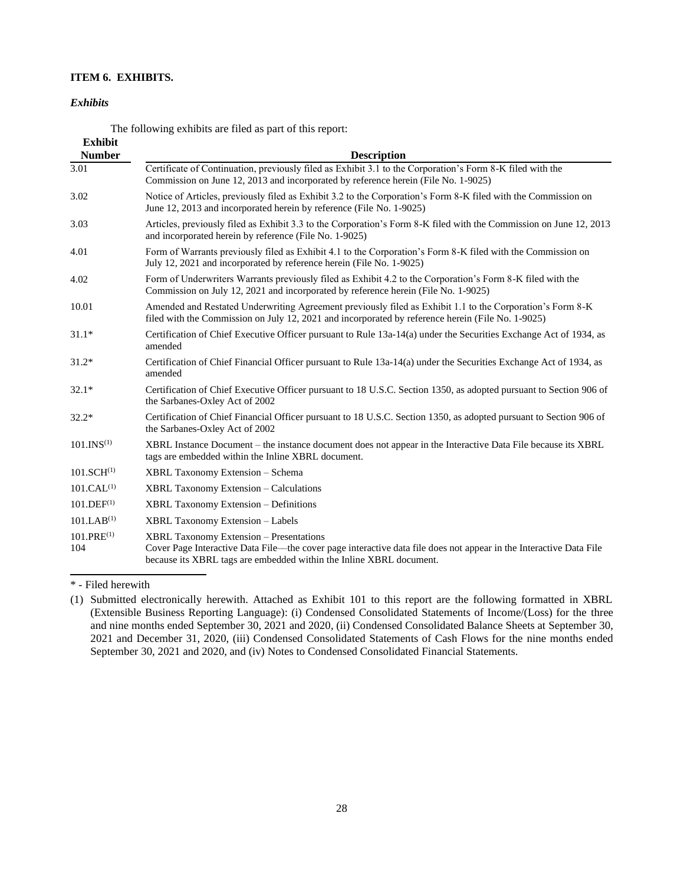### ITEM 6. EXHIBITS.

***Exhibits***

The following exhibits are filed as part of this report:

| Exhibit Number | Description |
|---|---|
| 3.01 | Certificate of Continuation, previously filed as Exhibit 3.1 to the Corporation's Form 8-K filed with the Commission on June 12, 2013 and incorporated by reference herein (File No. 1-9025) |
| 3.02 | Notice of Articles, previously filed as Exhibit 3.2 to the Corporation's Form 8-K filed with the Commission on June 12, 2013 and incorporated herein by reference (File No. 1-9025) |
| 3.03 | Articles, previously filed as Exhibit 3.3 to the Corporation's Form 8-K filed with the Commission on June 12, 2013 and incorporated herein by reference (File No. 1-9025) |
| 4.01 | Form of Warrants previously filed as Exhibit 4.1 to the Corporation's Form 8-K filed with the Commission on July 12, 2021 and incorporated by reference herein (File No. 1-9025) |
| 4.02 | Form of Underwriters Warrants previously filed as Exhibit 4.2 to the Corporation's Form 8-K filed with the Commission on July 12, 2021 and incorporated by reference herein (File No. 1-9025) |
| 10.01 | Amended and Restated Underwriting Agreement previously filed as Exhibit 1.1 to the Corporation's Form 8-K filed with the Commission on July 12, 2021 and incorporated by reference herein (File No. 1-9025) |
| 31.1* | Certification of Chief Executive Officer pursuant to Rule 13a-14(a) under the Securities Exchange Act of 1934, as amended |
| 31.2* | Certification of Chief Financial Officer pursuant to Rule 13a-14(a) under the Securities Exchange Act of 1934, as amended |
| 32.1* | Certification of Chief Executive Officer pursuant to 18 U.S.C. Section 1350, as adopted pursuant to Section 906 of the Sarbanes-Oxley Act of 2002 |
| 32.2* | Certification of Chief Financial Officer pursuant to 18 U.S.C. Section 1350, as adopted pursuant to Section 906 of the Sarbanes-Oxley Act of 2002 |
| 101.INS(1) | XBRL Instance Document – the instance document does not appear in the Interactive Data File because its XBRL tags are embedded within the Inline XBRL document. |
| 101.SCH(1) | XBRL Taxonomy Extension – Schema |
| 101.CAL(1) | XBRL Taxonomy Extension – Calculations |
| 101.DEF(1) | XBRL Taxonomy Extension – Definitions |
| 101.LAB(1) | XBRL Taxonomy Extension – Labels |
| 101.PRE(1) | XBRL Taxonomy Extension – Presentations |
| 104 | Cover Page Interactive Data File—the cover page interactive data file does not appear in the Interactive Data File because its XBRL tags are embedded within the Inline XBRL document. |

\* - Filed herewith

(1) Submitted electronically herewith. Attached as Exhibit 101 to this report are the following formatted in XBRL (Extensible Business Reporting Language): (i) Condensed Consolidated Statements of Income/(Loss) for the three and nine months ended September 30, 2021 and 2020, (ii) Condensed Consolidated Balance Sheets at September 30, 2021 and December 31, 2020, (iii) Condensed Consolidated Statements of Cash Flows for the nine months ended September 30, 2021 and 2020, and (iv) Notes to Condensed Consolidated Financial Statements.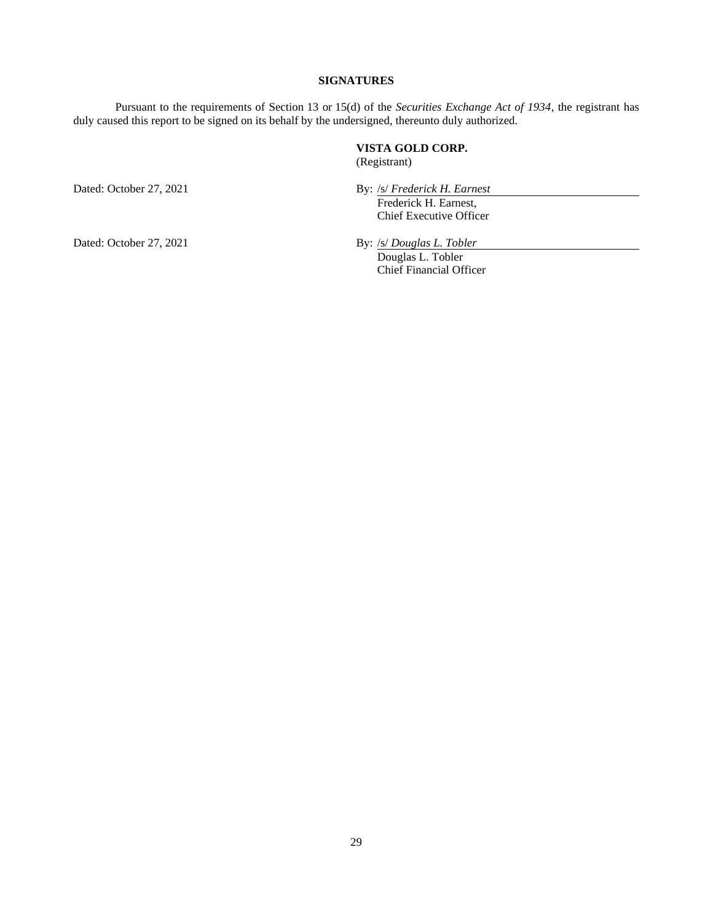**SIGNATURES**

Pursuant to the requirements of Section 13 or 15(d) of the *Securities Exchange Act of 1934*, the registrant has duly caused this report to be signed on its behalf by the undersigned, thereunto duly authorized.

**VISTA GOLD CORP.**
(Registrant)

Dated: October 27, 2021

By: /s/ *Frederick H. Earnest*
Frederick H. Earnest,
Chief Executive Officer

Dated: October 27, 2021

By: /s/ *Douglas L. Tobler*
Douglas L. Tobler
Chief Financial Officer